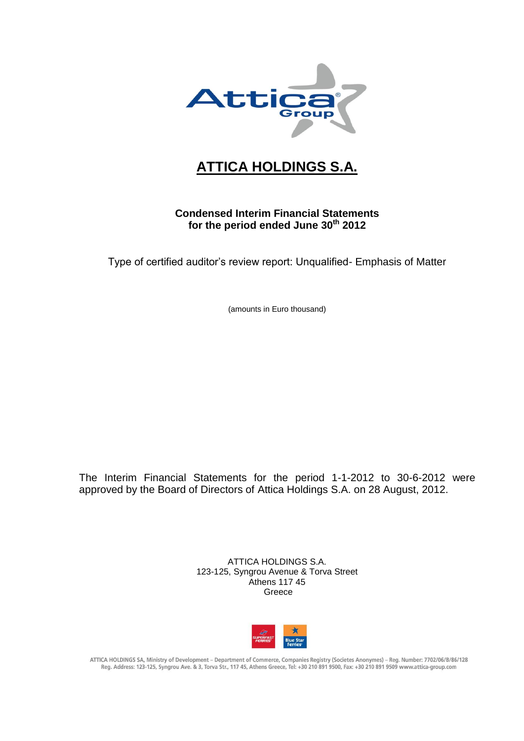# ATTICA HOLDINGS S.A.

**Condensed Interim Financial Statements for the period ended June 30th 2012**

Type of certified auditor's review report: Unqualified- Emphasis of Matter

(amounts in Euro thousand)

The Interim Financial Statements for the period 1-1-2012 to 30-6-2012 were approved by the Board of Directors of Attica Holdings S.A. on 28 August, 2012.

ATTICA HOLDINGS S.A.
123-125, Syngrou Avenue & Torva Street
Athens 117 45
Greece

ATTICA HOLDINGS SA, Ministry of Development – Department of Commerce, Companies Registry (Societes Anonymes) – Reg. Number: 7702/06/B/86/128
Reg. Address: 123-125, Syngrou Ave. & 3, Torva Str., 117 45, Athens Greece, Tel: +30 210 891 9500, Fax: +30 210 891 9509 www.attica-group.com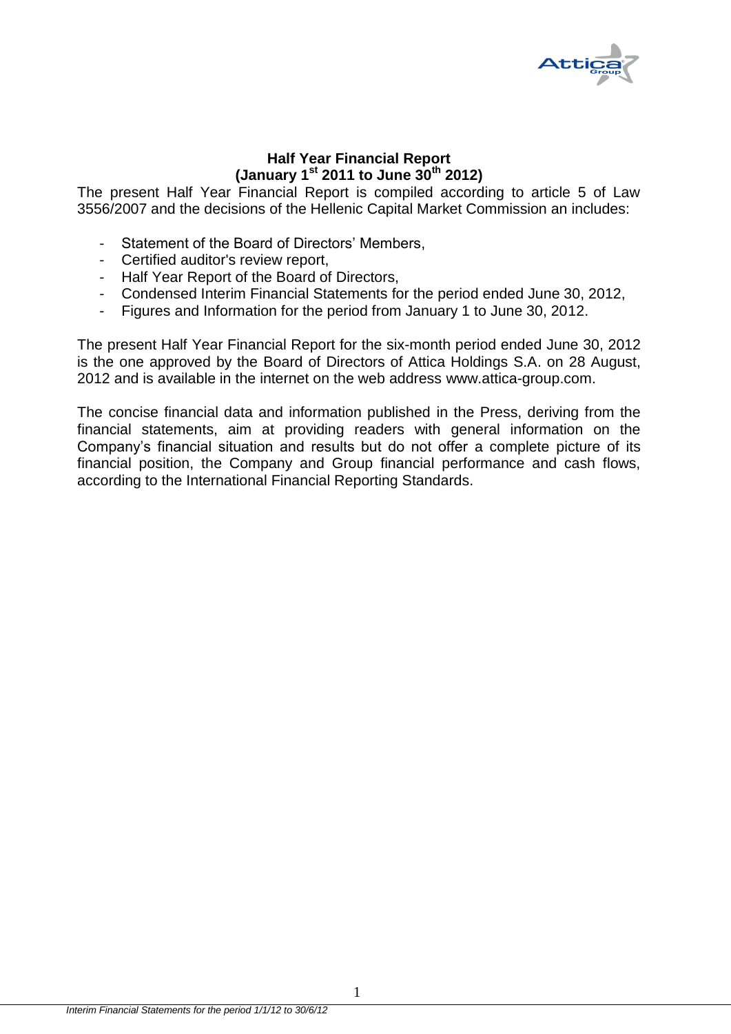**Half Year Financial Report**
**(January 1st 2011 to June 30th 2012)**

The present Half Year Financial Report is compiled according to article 5 of Law 3556/2007 and the decisions of the Hellenic Capital Market Commission an includes:

- Statement of the Board of Directors' Members,
- Certified auditor's review report,
- Half Year Report of the Board of Directors,
- Condensed Interim Financial Statements for the period ended June 30, 2012,
- Figures and Information for the period from January 1 to June 30, 2012.

The present Half Year Financial Report for the six-month period ended June 30, 2012 is the one approved by the Board of Directors of Attica Holdings S.A. on 28 August, 2012 and is available in the internet on the web address www.attica-group.com.

The concise financial data and information published in the Press, deriving from the financial statements, aim at providing readers with general information on the Company's financial situation and results but do not offer a complete picture of its financial position, the Company and Group financial performance and cash flows, according to the International Financial Reporting Standards.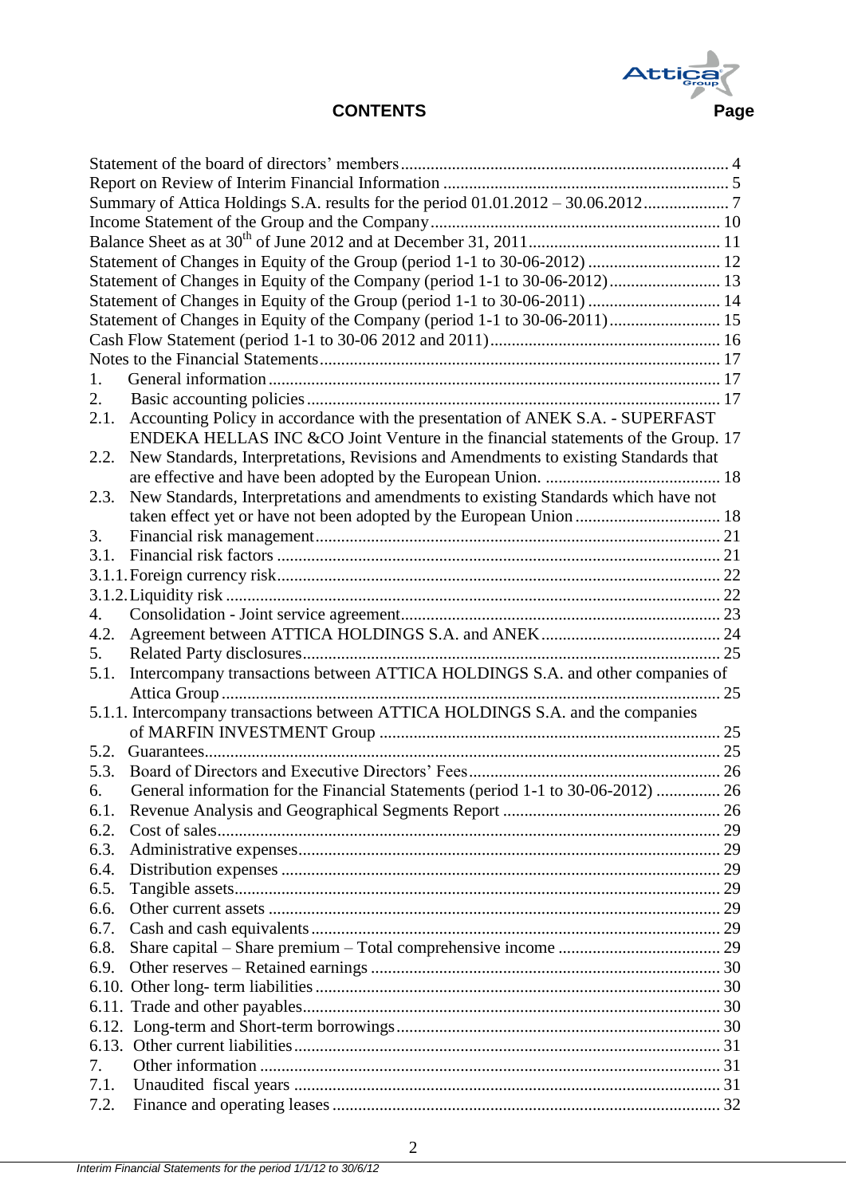# CONTENTS

| | Page |
|---|---|
| Statement of the board of directors' members | 4 |
| Report on Review of Interim Financial Information | 5 |
| Summary of Attica Holdings S.A. results for the period 01.01.2012 – 30.06.2012 | 7 |
| Income Statement of the Group and the Company | 10 |
| Balance Sheet as at 30th of June 2012 and at December 31, 2011 | 11 |
| Statement of Changes in Equity of the Group (period 1-1 to 30-06-2012) | 12 |
| Statement of Changes in Equity of the Company (period 1-1 to 30-06-2012) | 13 |
| Statement of Changes in Equity of the Group (period 1-1 to 30-06-2011) | 14 |
| Statement of Changes in Equity of the Company (period 1-1 to 30-06-2011) | 15 |
| Cash Flow Statement (period 1-1 to 30-06 2012 and 2011) | 16 |
| Notes to the Financial Statements | 17 |
| 1. General information | 17 |
| 2. Basic accounting policies | 17 |
| 2.1. Accounting Policy in accordance with the presentation of ANEK S.A. - SUPERFAST ENDEKA HELLAS INC &CO Joint Venture in the financial statements of the Group. | 17 |
| 2.2. New Standards, Interpretations, Revisions and Amendments to existing Standards that are effective and have been adopted by the European Union. | 18 |
| 2.3. New Standards, Interpretations and amendments to existing Standards which have not taken effect yet or have not been adopted by the European Union | 18 |
| 3. Financial risk management | 21 |
| 3.1. Financial risk factors | 21 |
| 3.1.1. Foreign currency risk | 22 |
| 3.1.2. Liquidity risk | 22 |
| 4. Consolidation - Joint service agreement | 23 |
| 4.2. Agreement between ATTICA HOLDINGS S.A. and ANEK | 24 |
| 5. Related Party disclosures | 25 |
| 5.1. Intercompany transactions between ATTICA HOLDINGS S.A. and other companies of Attica Group | 25 |
| 5.1.1. Intercompany transactions between ATTICA HOLDINGS S.A. and the companies of MARFIN INVESTMENT Group | 25 |
| 5.2. Guarantees | 25 |
| 5.3. Board of Directors and Executive Directors' Fees | 26 |
| 6. General information for the Financial Statements (period 1-1 to 30-06-2012) | 26 |
| 6.1. Revenue Analysis and Geographical Segments Report | 26 |
| 6.2. Cost of sales | 29 |
| 6.3. Administrative expenses | 29 |
| 6.4. Distribution expenses | 29 |
| 6.5. Tangible assets | 29 |
| 6.6. Other current assets | 29 |
| 6.7. Cash and cash equivalents | 29 |
| 6.8. Share capital – Share premium – Total comprehensive income | 29 |
| 6.9. Other reserves – Retained earnings | 30 |
| 6.10. Other long- term liabilities | 30 |
| 6.11. Trade and other payables | 30 |
| 6.12. Long-term and Short-term borrowings | 30 |
| 6.13. Other current liabilities | 31 |
| 7. Other information | 31 |
| 7.1. Unaudited fiscal years | 31 |
| 7.2. Finance and operating leases | 32 |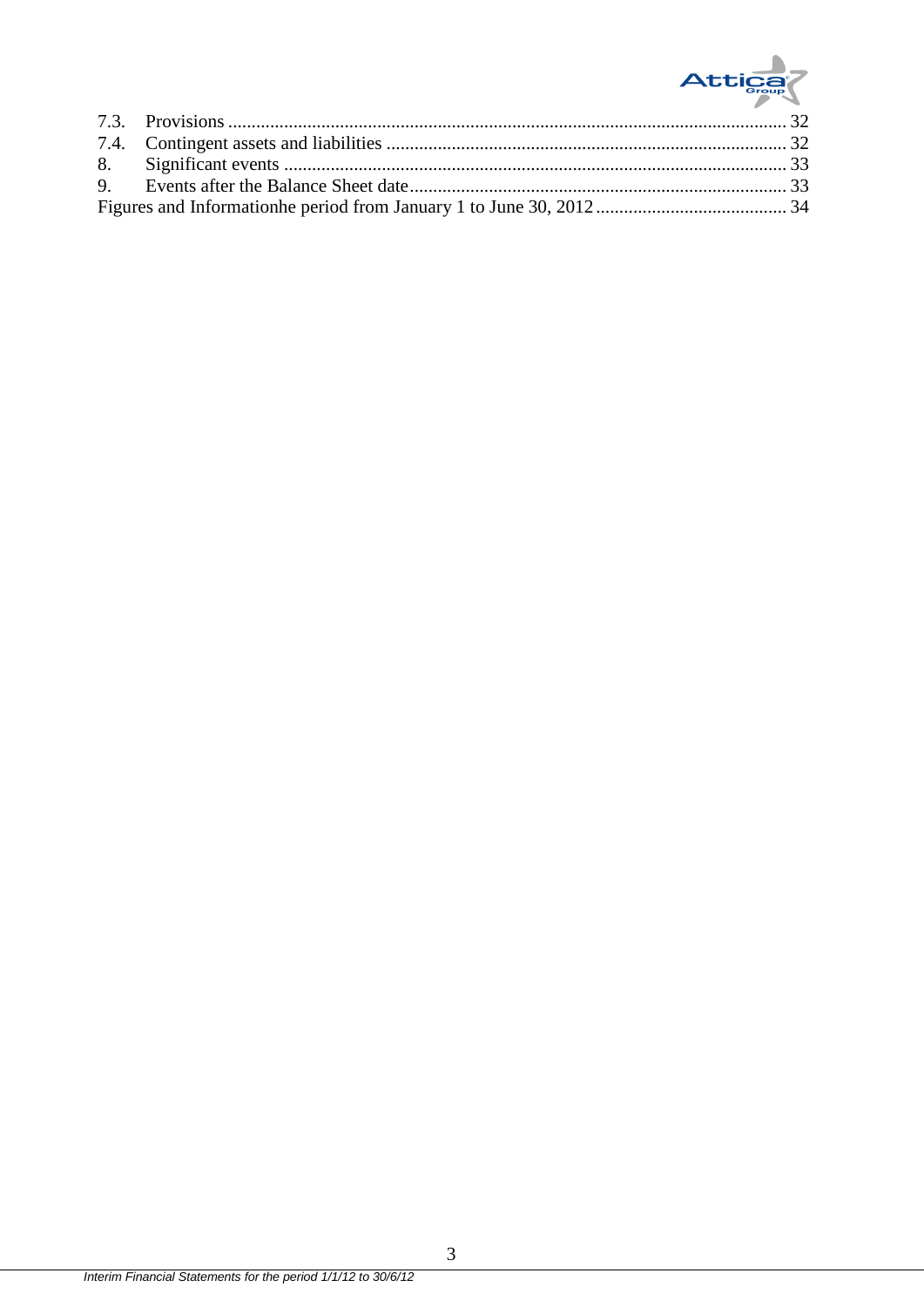7.3. Provisions ........................................................................................................................ 32
7.4. Contingent assets and liabilities ...................................................................................... 32
8. Significant events ............................................................................................................ 33
9. Events after the Balance Sheet date................................................................................. 33
Figures and Informationhe period from January 1 to June 30, 2012 ......................................... 34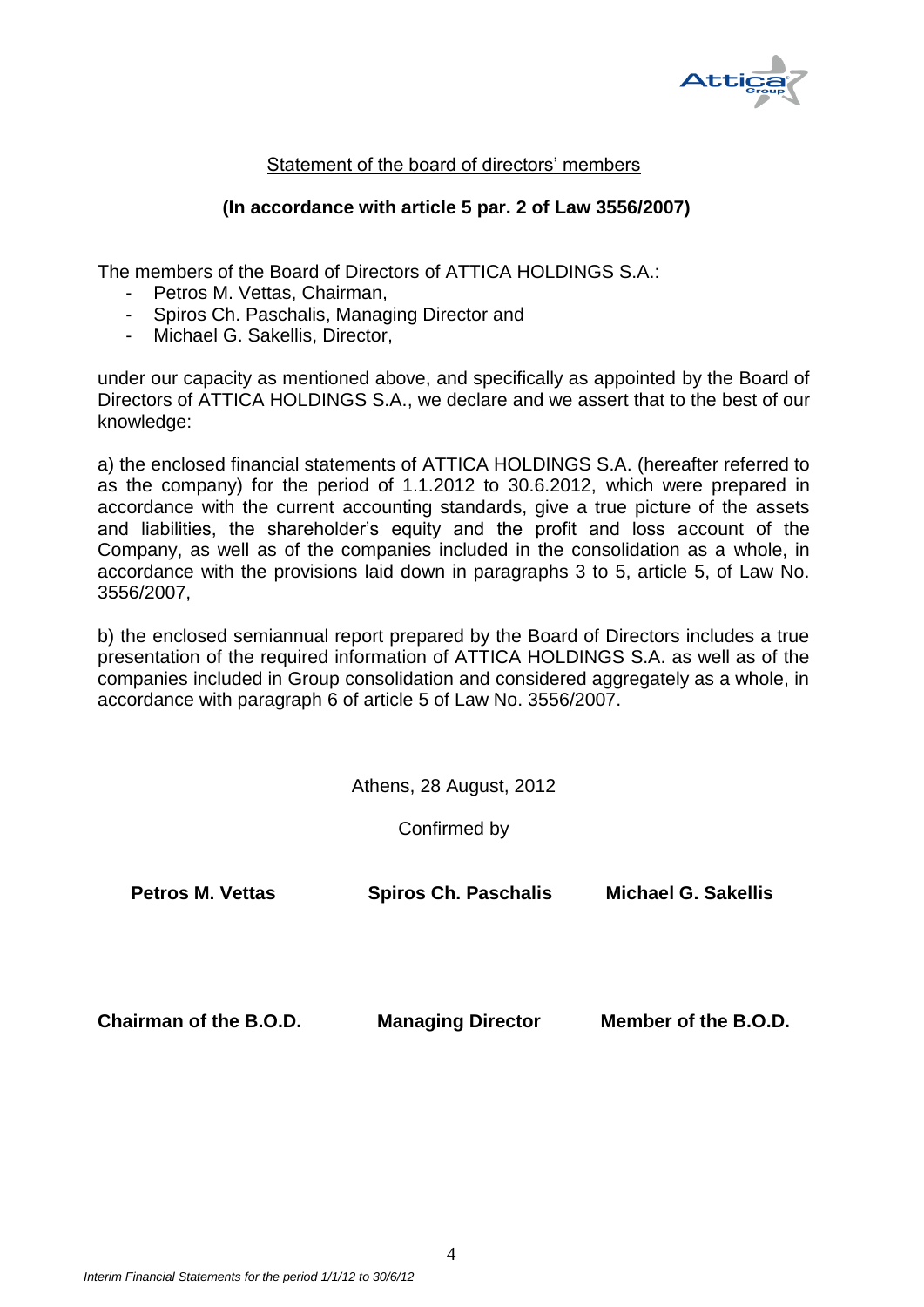## Statement of the board of directors' members

**(In accordance with article 5 par. 2 of Law 3556/2007)**

The members of the Board of Directors of ATTICA HOLDINGS S.A.:

- Petros M. Vettas, Chairman,
- Spiros Ch. Paschalis, Managing Director and
- Michael G. Sakellis, Director,

under our capacity as mentioned above, and specifically as appointed by the Board of Directors of ATTICA HOLDINGS S.A., we declare and we assert that to the best of our knowledge:

a) the enclosed financial statements of ATTICA HOLDINGS S.A. (hereafter referred to as the company) for the period of 1.1.2012 to 30.6.2012, which were prepared in accordance with the current accounting standards, give a true picture of the assets and liabilities, the shareholder's equity and the profit and loss account of the Company, as well as of the companies included in the consolidation as a whole, in accordance with the provisions laid down in paragraphs 3 to 5, article 5, of Law No. 3556/2007,

b) the enclosed semiannual report prepared by the Board of Directors includes a true presentation of the required information of ATTICA HOLDINGS S.A. as well as of the companies included in Group consolidation and considered aggregately as a whole, in accordance with paragraph 6 of article 5 of Law No. 3556/2007.

Athens, 28 August, 2012

Confirmed by

| **Petros M. Vettas** | **Spiros Ch. Paschalis** | **Michael G. Sakellis** |
|---|---|---|
| **Chairman of the B.O.D.** | **Managing Director** | **Member of the B.O.D.** |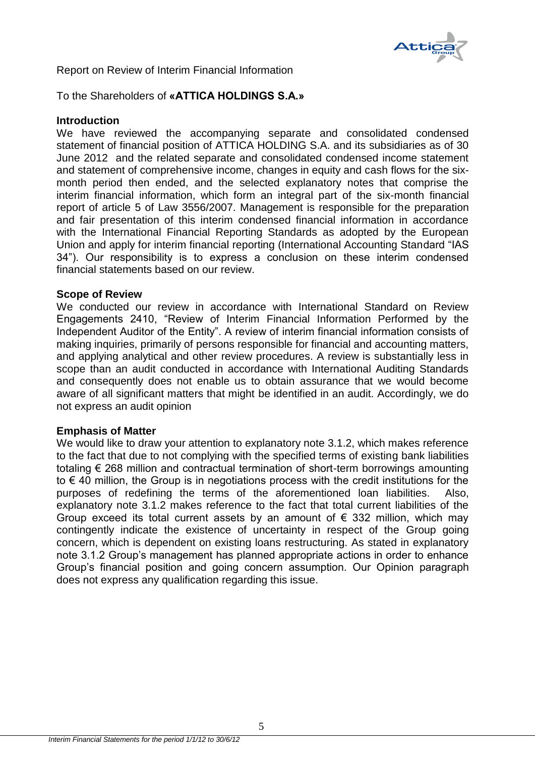Report on Review of Interim Financial Information

To the Shareholders of **«ATTICA HOLDINGS S.A.»**

**Introduction**

We have reviewed the accompanying separate and consolidated condensed statement of financial position of ATTICA HOLDING S.A. and its subsidiaries as of 30 June 2012 and the related separate and consolidated condensed income statement and statement of comprehensive income, changes in equity and cash flows for the six-month period then ended, and the selected explanatory notes that comprise the interim financial information, which form an integral part of the six-month financial report of article 5 of Law 3556/2007. Management is responsible for the preparation and fair presentation of this interim condensed financial information in accordance with the International Financial Reporting Standards as adopted by the European Union and apply for interim financial reporting (International Accounting Standard "IAS 34"). Our responsibility is to express a conclusion on these interim condensed financial statements based on our review.

**Scope of Review**

We conducted our review in accordance with International Standard on Review Engagements 2410, "Review of Interim Financial Information Performed by the Independent Auditor of the Entity". A review of interim financial information consists of making inquiries, primarily of persons responsible for financial and accounting matters, and applying analytical and other review procedures. A review is substantially less in scope than an audit conducted in accordance with International Auditing Standards and consequently does not enable us to obtain assurance that we would become aware of all significant matters that might be identified in an audit. Accordingly, we do not express an audit opinion

**Emphasis of Matter**

We would like to draw your attention to explanatory note 3.1.2, which makes reference to the fact that due to not complying with the specified terms of existing bank liabilities totaling € 268 million and contractual termination of short-term borrowings amounting to € 40 million, the Group is in negotiations process with the credit institutions for the purposes of redefining the terms of the aforementioned loan liabilities. Also, explanatory note 3.1.2 makes reference to the fact that total current liabilities of the Group exceed its total current assets by an amount of € 332 million, which may contingently indicate the existence of uncertainty in respect of the Group going concern, which is dependent on existing loans restructuring. As stated in explanatory note 3.1.2 Group's management has planned appropriate actions in order to enhance Group's financial position and going concern assumption. Our Opinion paragraph does not express any qualification regarding this issue.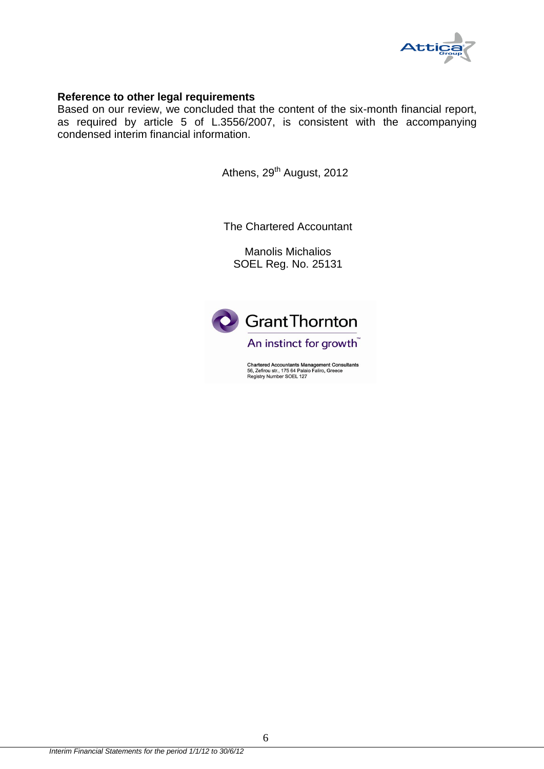**Reference to other legal requirements**

Based on our review, we concluded that the content of the six-month financial report, as required by article 5 of L.3556/2007, is consistent with the accompanying condensed interim financial information.

Athens, 29th August, 2012

The Chartered Accountant

Manolis Michalios
SOEL Reg. No. 25131

Grant Thornton
An instinct for growth™

Chartered Accountants Management Consultants
56, Zefirou str., 175 64 Palaio Faliro, Greece
Registry Number SOEL 127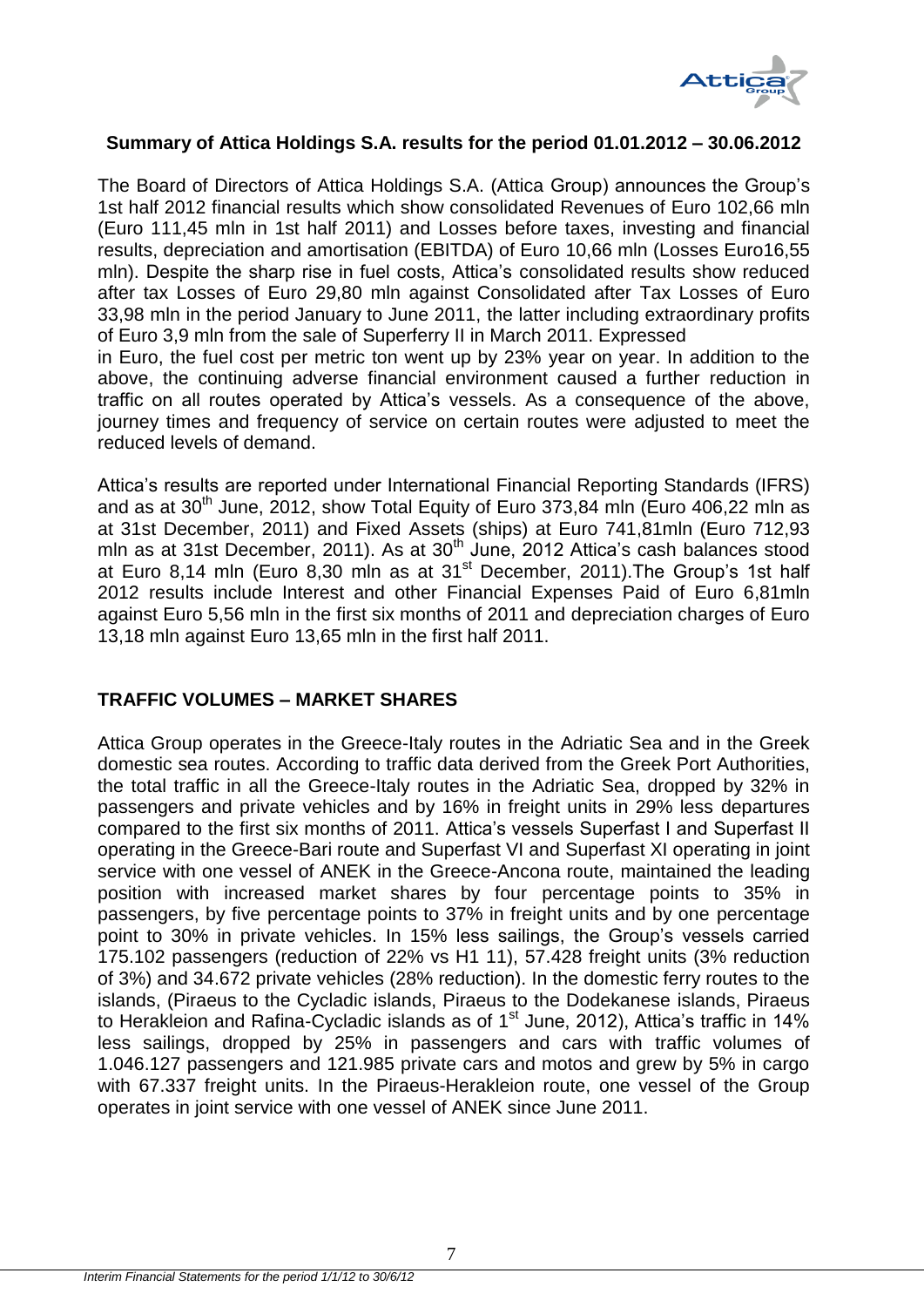## Summary of Attica Holdings S.A. results for the period 01.01.2012 – 30.06.2012

The Board of Directors of Attica Holdings S.A. (Attica Group) announces the Group's 1st half 2012 financial results which show consolidated Revenues of Euro 102,66 mln (Euro 111,45 mln in 1st half 2011) and Losses before taxes, investing and financial results, depreciation and amortisation (EBITDA) of Euro 10,66 mln (Losses Euro16,55 mln). Despite the sharp rise in fuel costs, Attica's consolidated results show reduced after tax Losses of Euro 29,80 mln against Consolidated after Tax Losses of Euro 33,98 mln in the period January to June 2011, the latter including extraordinary profits of Euro 3,9 mln from the sale of Superferry II in March 2011. Expressed in Euro, the fuel cost per metric ton went up by 23% year on year. In addition to the above, the continuing adverse financial environment caused a further reduction in traffic on all routes operated by Attica's vessels. As a consequence of the above, journey times and frequency of service on certain routes were adjusted to meet the reduced levels of demand.

Attica's results are reported under International Financial Reporting Standards (IFRS) and as at 30th June, 2012, show Total Equity of Euro 373,84 mln (Euro 406,22 mln as at 31st December, 2011) and Fixed Assets (ships) at Euro 741,81mln (Euro 712,93 mln as at 31st December, 2011). As at 30th June, 2012 Attica's cash balances stood at Euro 8,14 mln (Euro 8,30 mln as at 31st December, 2011).The Group's 1st half 2012 results include Interest and other Financial Expenses Paid of Euro 6,81mln against Euro 5,56 mln in the first six months of 2011 and depreciation charges of Euro 13,18 mln against Euro 13,65 mln in the first half 2011.

## TRAFFIC VOLUMES – MARKET SHARES

Attica Group operates in the Greece-Italy routes in the Adriatic Sea and in the Greek domestic sea routes. According to traffic data derived from the Greek Port Authorities, the total traffic in all the Greece-Italy routes in the Adriatic Sea, dropped by 32% in passengers and private vehicles and by 16% in freight units in 29% less departures compared to the first six months of 2011. Attica's vessels Superfast I and Superfast II operating in the Greece-Bari route and Superfast VI and Superfast XI operating in joint service with one vessel of ANEK in the Greece-Ancona route, maintained the leading position with increased market shares by four percentage points to 35% in passengers, by five percentage points to 37% in freight units and by one percentage point to 30% in private vehicles. In 15% less sailings, the Group's vessels carried 175.102 passengers (reduction of 22% vs H1 11), 57.428 freight units (3% reduction of 3%) and 34.672 private vehicles (28% reduction). In the domestic ferry routes to the islands, (Piraeus to the Cycladic islands, Piraeus to the Dodekanese islands, Piraeus to Herakleion and Rafina-Cycladic islands as of 1st June, 2012), Attica's traffic in 14% less sailings, dropped by 25% in passengers and cars with traffic volumes of 1.046.127 passengers and 121.985 private cars and motos and grew by 5% in cargo with 67.337 freight units. In the Piraeus-Herakleion route, one vessel of the Group operates in joint service with one vessel of ANEK since June 2011.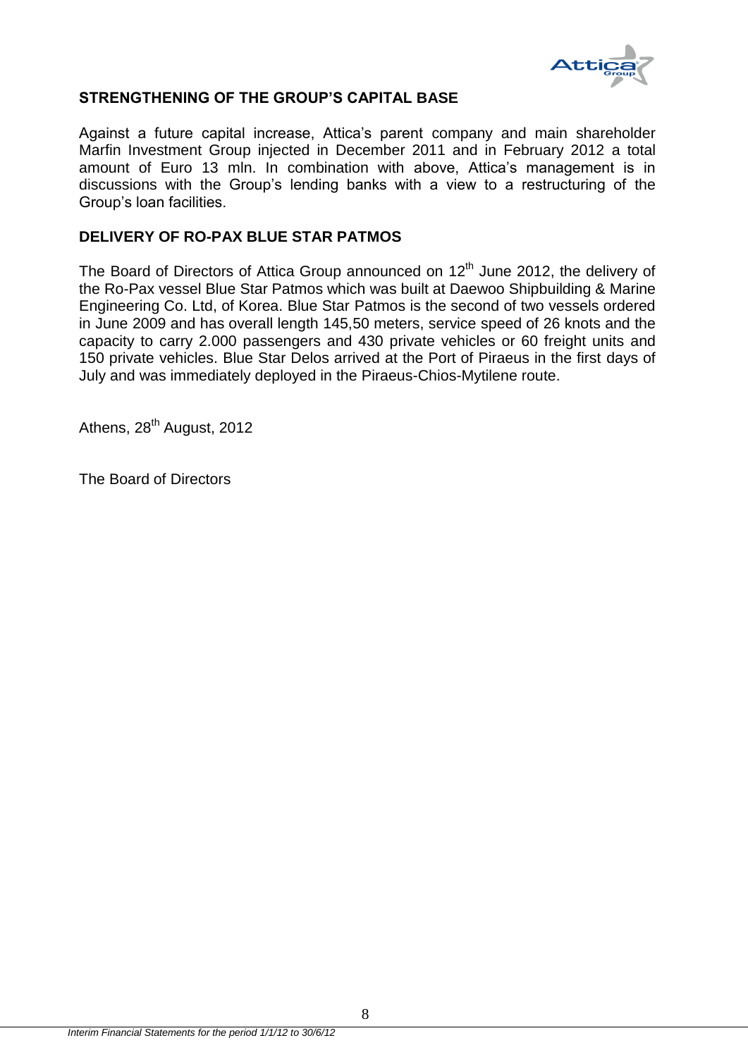## STRENGTHENING OF THE GROUP'S CAPITAL BASE

Against a future capital increase, Attica's parent company and main shareholder Marfin Investment Group injected in December 2011 and in February 2012 a total amount of Euro 13 mln. In combination with above, Attica's management is in discussions with the Group's lending banks with a view to a restructuring of the Group's loan facilities.

## DELIVERY OF RO-PAX BLUE STAR PATMOS

The Board of Directors of Attica Group announced on 12th June 2012, the delivery of the Ro-Pax vessel Blue Star Patmos which was built at Daewoo Shipbuilding & Marine Engineering Co. Ltd, of Korea. Blue Star Patmos is the second of two vessels ordered in June 2009 and has overall length 145,50 meters, service speed of 26 knots and the capacity to carry 2.000 passengers and 430 private vehicles or 60 freight units and 150 private vehicles. Blue Star Delos arrived at the Port of Piraeus in the first days of July and was immediately deployed in the Piraeus-Chios-Mytilene route.

Athens, 28th August, 2012

The Board of Directors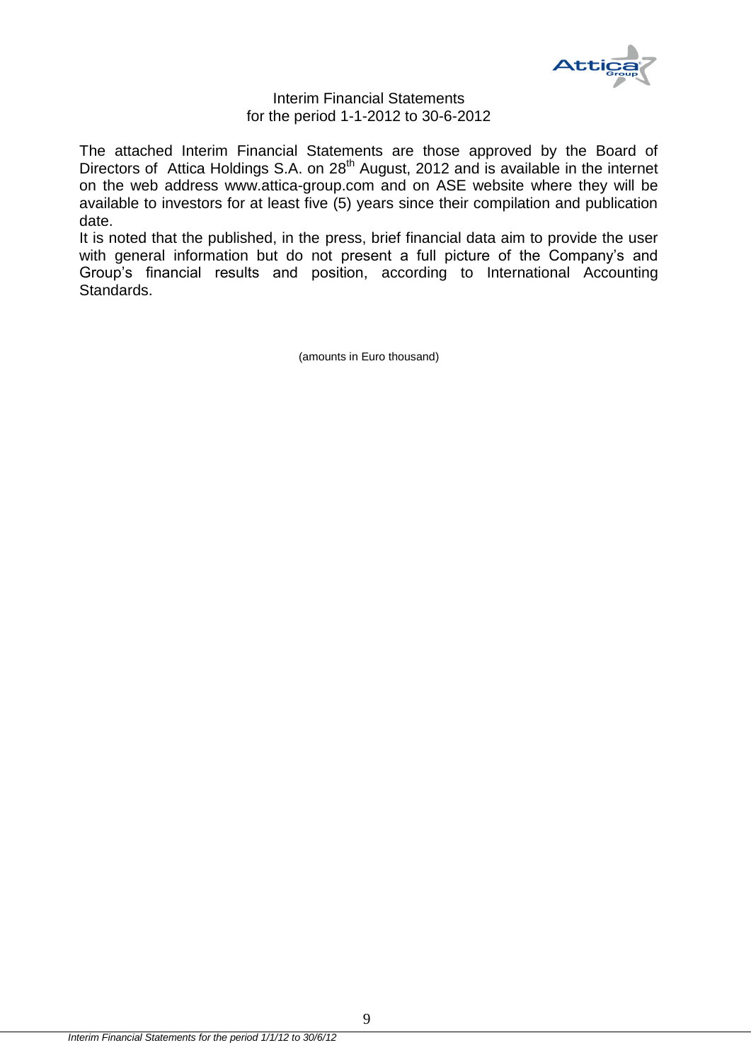Interim Financial Statements
for the period 1-1-2012 to 30-6-2012

The attached Interim Financial Statements are those approved by the Board of Directors of Attica Holdings S.A. on 28th August, 2012 and is available in the internet on the web address www.attica-group.com and on ASE website where they will be available to investors for at least five (5) years since their compilation and publication date.

It is noted that the published, in the press, brief financial data aim to provide the user with general information but do not present a full picture of the Company's and Group's financial results and position, according to International Accounting Standards.

(amounts in Euro thousand)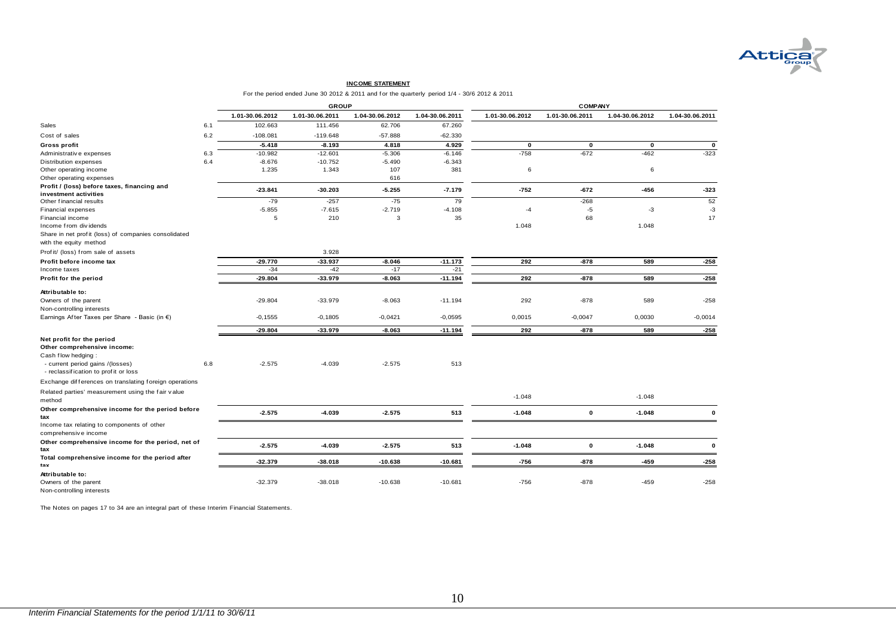## INCOME STATEMENT

For the period ended June 30 2012 & 2011 and for the quarterly period 1/4 - 30/6 2012 & 2011

| | | GROUP | | | | COMPANY | | | |
|---|---|---|---|---|---|---|---|---|---|
| | | 1.01-30.06.2012 | 1.01-30.06.2011 | 1.04-30.06.2012 | 1.04-30.06.2011 | 1.01-30.06.2012 | 1.01-30.06.2011 | 1.04-30.06.2012 | 1.04-30.06.2011 |
| Sales | 6.1 | 102.663 | 111.456 | 62.706 | 67.260 | | | | |
| Cost of sales | 6.2 | -108.081 | -119.648 | -57.888 | -62.330 | | | | |
| **Gross profit** | | **-5.418** | **-8.193** | **4.818** | **4.929** | **0** | **0** | **0** | **0** |
| Administrative expenses | 6.3 | -10.982 | -12.601 | -5.306 | -6.146 | -758 | -672 | -462 | -323 |
| Distribution expenses | 6.4 | -8.676 | -10.752 | -5.490 | -6.343 | | | | |
| Other operating income | | 1.235 | 1.343 | 107 | 381 | 6 | | 6 | |
| Other operating expenses | | | | 616 | | | | | |
| **Profit / (loss) before taxes, financing and investment activities** | | **-23.841** | **-30.203** | **-5.255** | **-7.179** | **-752** | **-672** | **-456** | **-323** |
| Other financial results | | -79 | -257 | -75 | 79 | | -268 | | 52 |
| Financial expenses | | -5.855 | -7.615 | -2.719 | -4.108 | -4 | -5 | -3 | -3 |
| Financial income | | 5 | 210 | 3 | 35 | | 68 | | 17 |
| Income from dividends | | | | | | 1.048 | | 1.048 | |
| Share in net profit (loss) of companies consolidated with the equity method | | | | | | | | | |
| Profit/ (loss) from sale of assets | | | 3.928 | | | | | | |
| **Profit before income tax** | | **-29.770** | **-33.937** | **-8.046** | **-11.173** | **292** | **-878** | **589** | **-258** |
| Income taxes | | -34 | -42 | -17 | -21 | | | | |
| **Profit for the period** | | **-29.804** | **-33.979** | **-8.063** | **-11.194** | **292** | **-878** | **589** | **-258** |
| **Attributable to:** | | | | | | | | | |
| Owners of the parent | | -29.804 | -33.979 | -8.063 | -11.194 | 292 | -878 | 589 | -258 |
| Non-controlling interests | | | | | | | | | |
| Earnings After Taxes per Share - Basic (in €) | | -0,1555 | -0,1805 | -0,0421 | -0,0595 | 0,0015 | -0,0047 | 0,0030 | -0,0014 |
| | | **-29.804** | **-33.979** | **-8.063** | **-11.194** | **292** | **-878** | **589** | **-258** |
| **Net profit for the period** | | | | | | | | | |
| **Other comprehensive income:** | | | | | | | | | |
| Cash flow hedging : | | | | | | | | | |
| - current period gains /(losses) | 6.8 | -2.575 | -4.039 | -2.575 | 513 | | | | |
| - reclassification to profit or loss | | | | | | | | | |
| Exchange differences on translating foreign operations | | | | | | | | | |
| Related parties' measurement using the fair value method | | | | | | -1.048 | | -1.048 | |
| **Other comprehensive income for the period before tax** | | **-2.575** | **-4.039** | **-2.575** | **513** | **-1.048** | **0** | **-1.048** | **0** |
| Income tax relating to components of other comprehensive income | | | | | | | | | |
| **Other comprehensive income for the period, net of tax** | | **-2.575** | **-4.039** | **-2.575** | **513** | **-1.048** | **0** | **-1.048** | **0** |
| **Total comprehensive income for the period after tax** | | **-32.379** | **-38.018** | **-10.638** | **-10.681** | **-756** | **-878** | **-459** | **-258** |
| **Attributable to:** | | | | | | | | | |
| Owners of the parent | | -32.379 | -38.018 | -10.638 | -10.681 | -756 | -878 | -459 | -258 |
| Non-controlling interests | | | | | | | | | |

The Notes on pages 17 to 34 are an integral part of these Interim Financial Statements.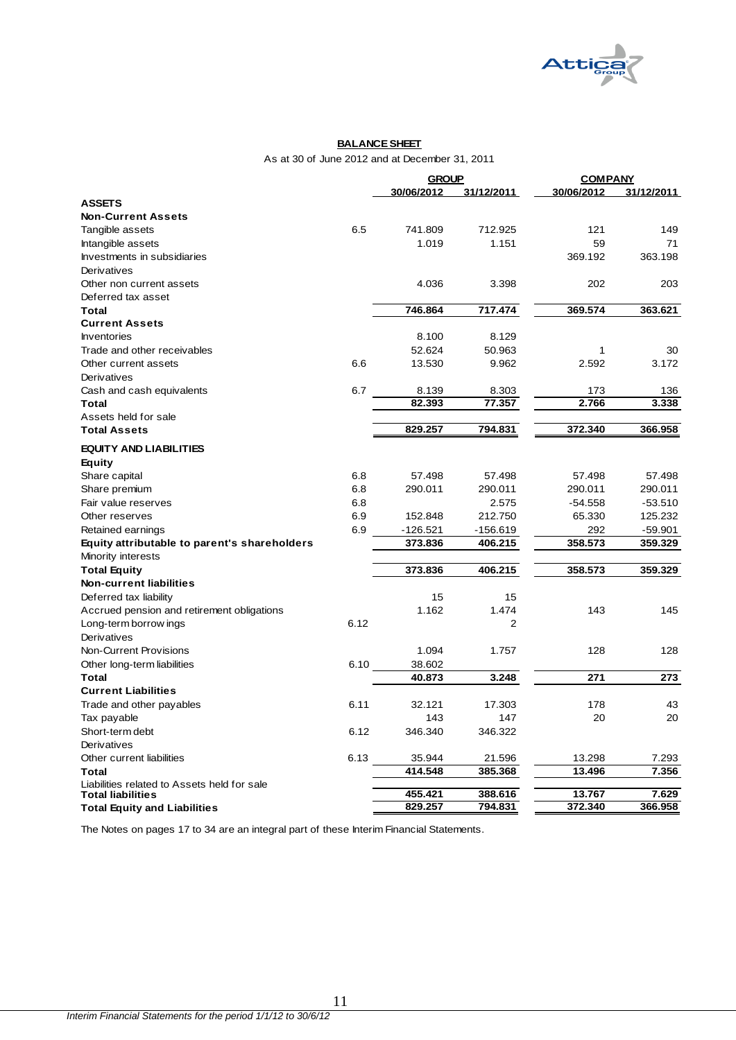**BALANCE SHEET**

As at 30 of June 2012 and at December 31, 2011

| | | GROUP | | COMPANY | |
|---|---|---|---|---|---|
| | | 30/06/2012 | 31/12/2011 | 30/06/2012 | 31/12/2011 |
| **ASSETS** | | | | | |
| **Non-Current Assets** | | | | | |
| Tangible assets | 6.5 | 741.809 | 712.925 | 121 | 149 |
| Intangible assets | | 1.019 | 1.151 | 59 | 71 |
| Investments in subsidiaries | | | | 369.192 | 363.198 |
| Derivatives | | | | | |
| Other non current assets | | 4.036 | 3.398 | 202 | 203 |
| Deferred tax asset | | | | | |
| **Total** | | **746.864** | **717.474** | **369.574** | **363.621** |
| **Current Assets** | | | | | |
| Inventories | | 8.100 | 8.129 | | |
| Trade and other receivables | | 52.624 | 50.963 | 1 | 30 |
| Other current assets | 6.6 | 13.530 | 9.962 | 2.592 | 3.172 |
| Derivatives | | | | | |
| Cash and cash equivalents | 6.7 | 8.139 | 8.303 | 173 | 136 |
| **Total** | | **82.393** | **77.357** | **2.766** | **3.338** |
| Assets held for sale | | | | | |
| **Total Assets** | | **829.257** | **794.831** | **372.340** | **366.958** |
| **EQUITY AND LIABILITIES** | | | | | |
| **Equity** | | | | | |
| Share capital | 6.8 | 57.498 | 57.498 | 57.498 | 57.498 |
| Share premium | 6.8 | 290.011 | 290.011 | 290.011 | 290.011 |
| Fair value reserves | 6.8 | | 2.575 | -54.558 | -53.510 |
| Other reserves | 6.9 | 152.848 | 212.750 | 65.330 | 125.232 |
| Retained earnings | 6.9 | -126.521 | -156.619 | 292 | -59.901 |
| **Equity attributable to parent's shareholders** | | **373.836** | **406.215** | **358.573** | **359.329** |
| Minority interests | | | | | |
| **Total Equity** | | **373.836** | **406.215** | **358.573** | **359.329** |
| **Non-current liabilities** | | | | | |
| Deferred tax liability | | 15 | 15 | | |
| Accrued pension and retirement obligations | | 1.162 | 1.474 | 143 | 145 |
| Long-term borrowings | 6.12 | | 2 | | |
| Derivatives | | | | | |
| Non-Current Provisions | | 1.094 | 1.757 | 128 | 128 |
| Other long-term liabilities | 6.10 | 38.602 | | | |
| **Total** | | **40.873** | **3.248** | **271** | **273** |
| **Current Liabilities** | | | | | |
| Trade and other payables | 6.11 | 32.121 | 17.303 | 178 | 43 |
| Tax payable | | 143 | 147 | 20 | 20 |
| Short-term debt | 6.12 | 346.340 | 346.322 | | |
| Derivatives | | | | | |
| Other current liabilities | 6.13 | 35.944 | 21.596 | 13.298 | 7.293 |
| **Total** | | **414.548** | **385.368** | **13.496** | **7.356** |
| Liabilities related to Assets held for sale | | | | | |
| **Total liabilities** | | **455.421** | **388.616** | **13.767** | **7.629** |
| **Total Equity and Liabilities** | | **829.257** | **794.831** | **372.340** | **366.958** |

The Notes on pages 17 to 34 are an integral part of these Interim Financial Statements.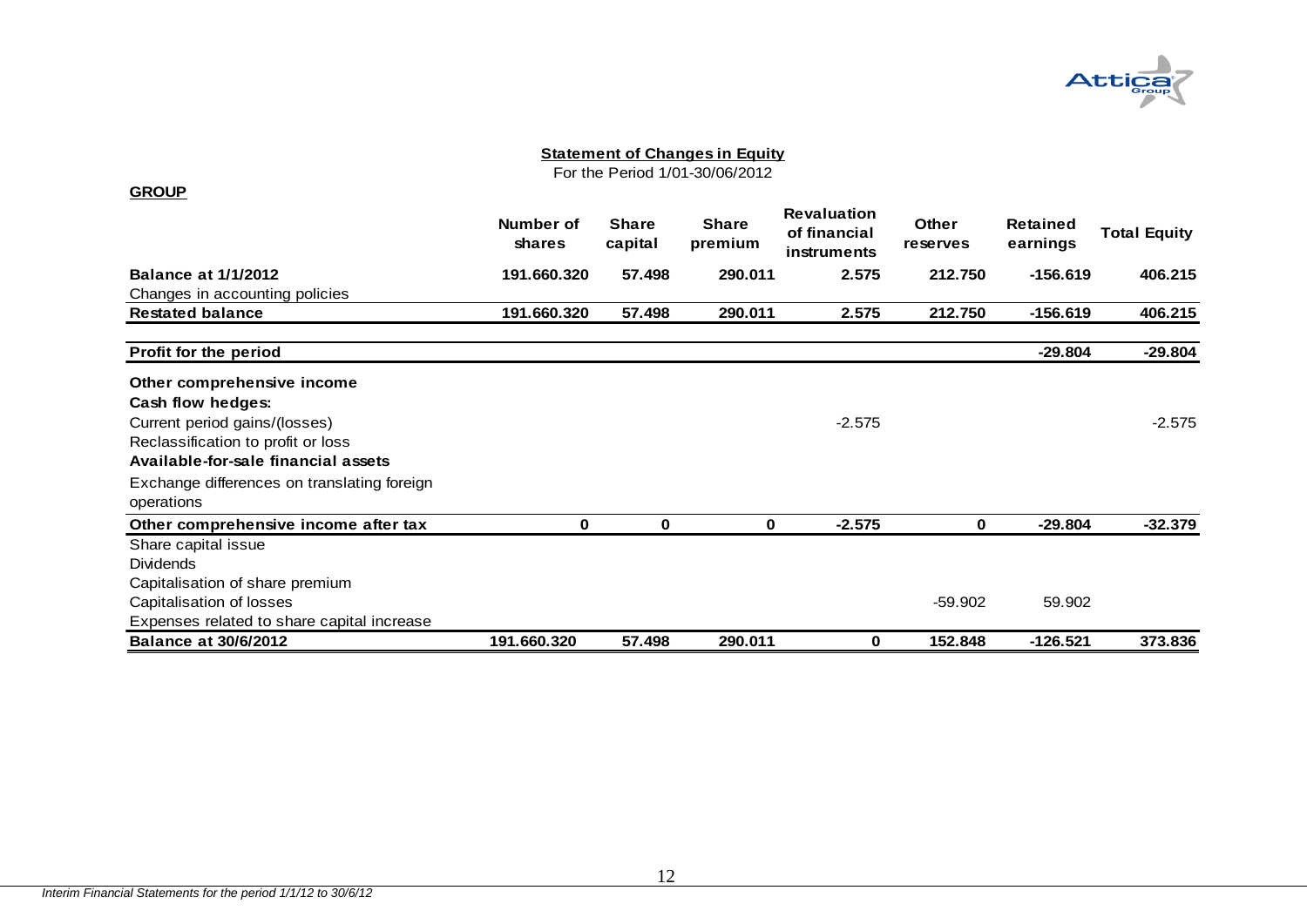## Statement of Changes in Equity

For the Period 1/01-30/06/2012

**GROUP**

| | Number of shares | Share capital | Share premium | Revaluation of financial instruments | Other reserves | Retained earnings | Total Equity |
|---|---|---|---|---|---|---|---|
| **Balance at 1/1/2012** | **191.660.320** | **57.498** | **290.011** | **2.575** | **212.750** | **-156.619** | **406.215** |
| Changes in accounting policies | | | | | | | |
| **Restated balance** | **191.660.320** | **57.498** | **290.011** | **2.575** | **212.750** | **-156.619** | **406.215** |
| **Profit for the period** | | | | | | **-29.804** | **-29.804** |
| **Other comprehensive income** | | | | | | | |
| **Cash flow hedges:** | | | | | | | |
| Current period gains/(losses) | | | | -2.575 | | | -2.575 |
| Reclassification to profit or loss | | | | | | | |
| **Available-for-sale financial assets** | | | | | | | |
| Exchange differences on translating foreign operations | | | | | | | |
| **Other comprehensive income after tax** | **0** | **0** | **0** | **-2.575** | **0** | **-29.804** | **-32.379** |
| Share capital issue | | | | | | | |
| Dividends | | | | | | | |
| Capitalisation of share premium | | | | | | | |
| Capitalisation of losses | | | | | -59.902 | 59.902 | |
| Expenses related to share capital increase | | | | | | | |
| **Balance at 30/6/2012** | **191.660.320** | **57.498** | **290.011** | **0** | **152.848** | **-126.521** | **373.836** |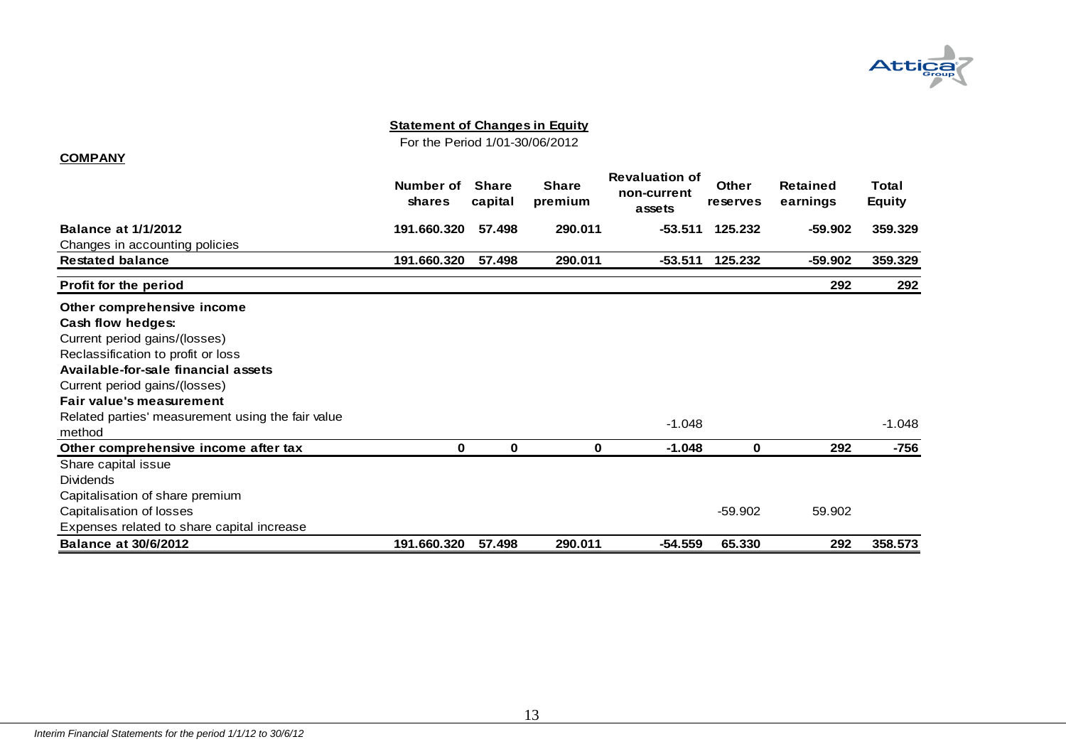## Statement of Changes in Equity

For the Period 1/01-30/06/2012

**COMPANY**

| | Number of shares | Share capital | Share premium | Revaluation of non-current assets | Other reserves | Retained earnings | Total Equity |
|---|---|---|---|---|---|---|---|
| **Balance at 1/1/2012** | **191.660.320** | **57.498** | **290.011** | **-53.511** | **125.232** | **-59.902** | **359.329** |
| Changes in accounting policies | | | | | | | |
| **Restated balance** | **191.660.320** | **57.498** | **290.011** | **-53.511** | **125.232** | **-59.902** | **359.329** |
| **Profit for the period** | | | | | | **292** | **292** |
| **Other comprehensive income** | | | | | | | |
| **Cash flow hedges:** | | | | | | | |
| Current period gains/(losses) | | | | | | | |
| Reclassification to profit or loss | | | | | | | |
| **Available-for-sale financial assets** | | | | | | | |
| Current period gains/(losses) | | | | | | | |
| **Fair value's measurement** | | | | | | | |
| Related parties' measurement using the fair value method | | | | -1.048 | | | -1.048 |
| **Other comprehensive income after tax** | **0** | **0** | **0** | **-1.048** | **0** | **292** | **-756** |
| Share capital issue | | | | | | | |
| Dividends | | | | | | | |
| Capitalisation of share premium | | | | | | | |
| Capitalisation of losses | | | | | -59.902 | 59.902 | |
| Expenses related to share capital increase | | | | | | | |
| **Balance at 30/6/2012** | **191.660.320** | **57.498** | **290.011** | **-54.559** | **65.330** | **292** | **358.573** |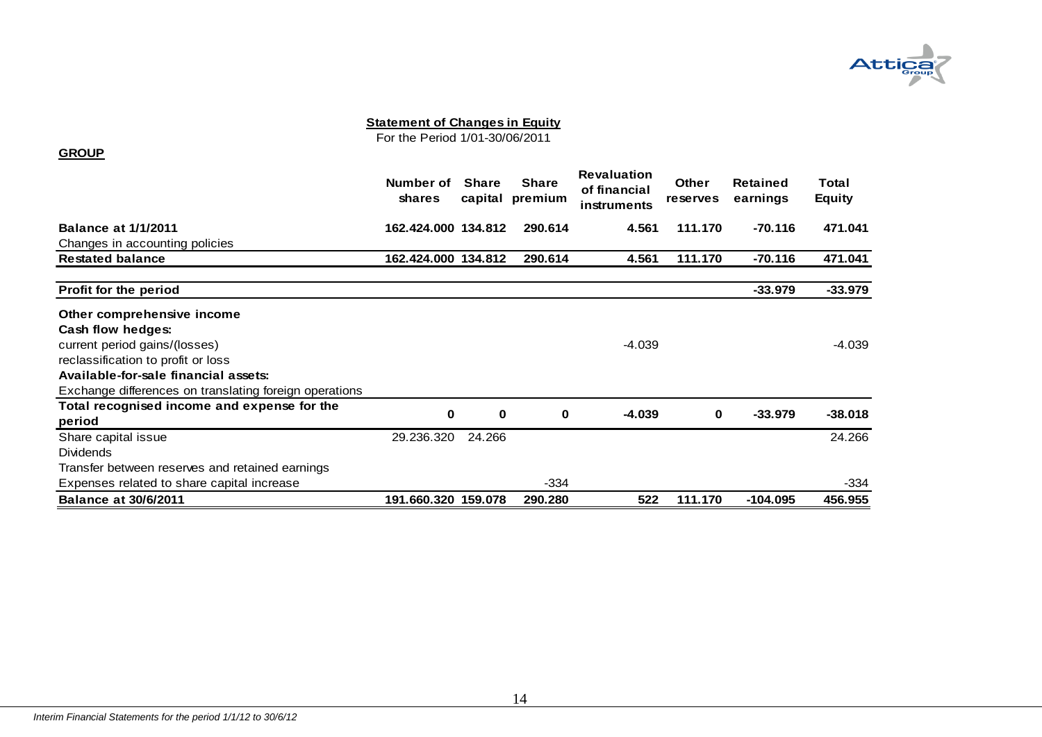## Statement of Changes in Equity

For the Period 1/01-30/06/2011

**GROUP**

| | Number of shares | Share capital | Share premium | Revaluation of financial instruments | Other reserves | Retained earnings | Total Equity |
|---|---|---|---|---|---|---|---|
| **Balance at 1/1/2011** | **162.424.000** | **134.812** | **290.614** | **4.561** | **111.170** | **-70.116** | **471.041** |
| Changes in accounting policies | | | | | | | |
| **Restated balance** | **162.424.000** | **134.812** | **290.614** | **4.561** | **111.170** | **-70.116** | **471.041** |
| **Profit for the period** | | | | | | **-33.979** | **-33.979** |
| **Other comprehensive income** | | | | | | | |
| **Cash flow hedges:** | | | | | | | |
| current period gains/(losses) | | | | -4.039 | | | -4.039 |
| reclassification to profit or loss | | | | | | | |
| **Available-for-sale financial assets:** | | | | | | | |
| Exchange differences on translating foreign operations | | | | | | | |
| **Total recognised income and expense for the period** | **0** | **0** | **0** | **-4.039** | **0** | **-33.979** | **-38.018** |
| Share capital issue | 29.236.320 | 24.266 | | | | | 24.266 |
| Dividends | | | | | | | |
| Transfer between reserves and retained earnings | | | | | | | |
| Expenses related to share capital increase | | | -334 | | | | -334 |
| **Balance at 30/6/2011** | **191.660.320** | **159.078** | **290.280** | **522** | **111.170** | **-104.095** | **456.955** |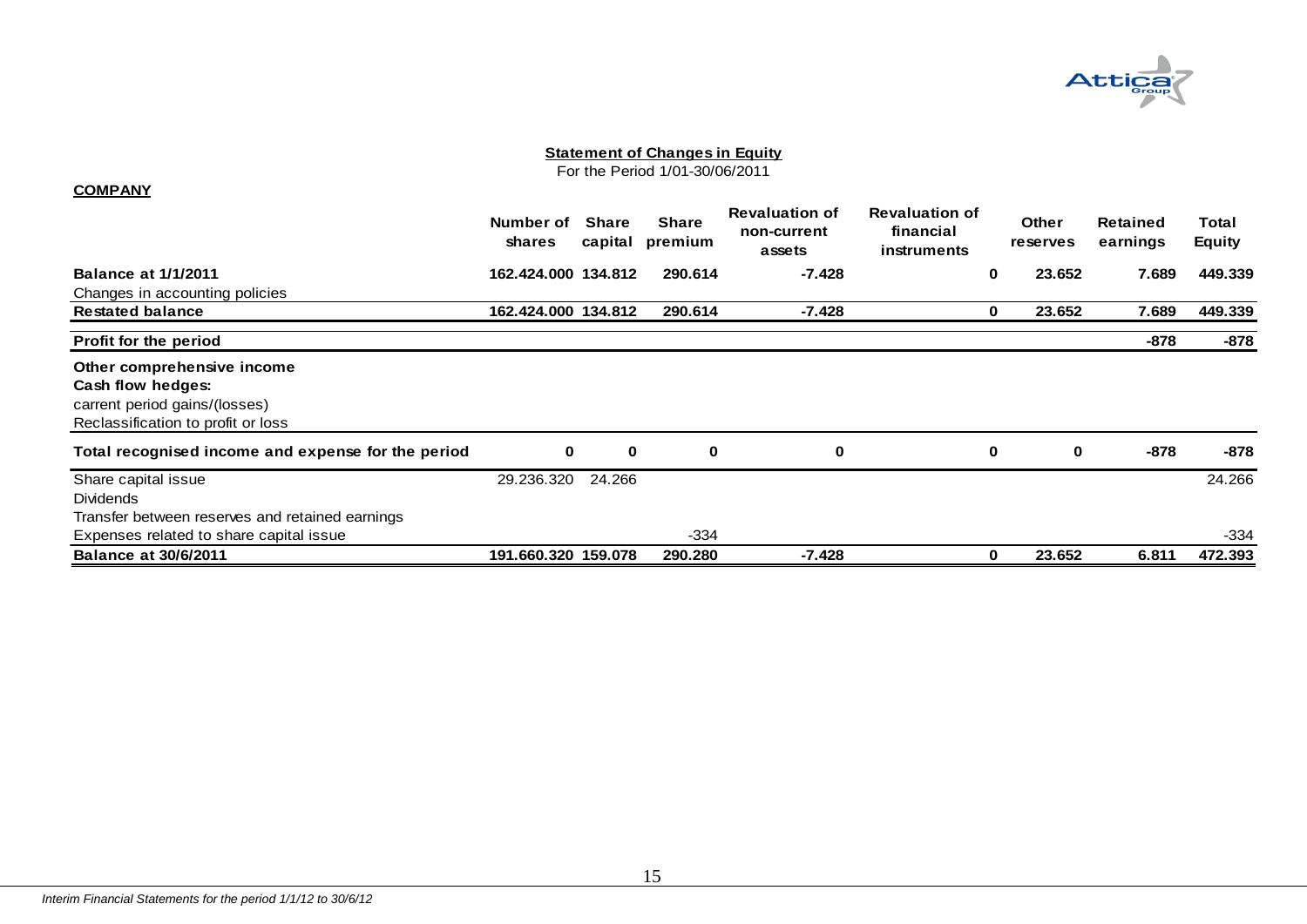**Statement of Changes in Equity**

For the Period 1/01-30/06/2011

**COMPANY**

| | Number of shares | Share capital | Share premium | Revaluation of non-current assets | Revaluation of financial instruments | Other reserves | Retained earnings | Total Equity |
|---|---|---|---|---|---|---|---|---|
| **Balance at 1/1/2011** | **162.424.000** | **134.812** | **290.614** | **-7.428** | **0** | **23.652** | **7.689** | **449.339** |
| Changes in accounting policies | | | | | | | | |
| **Restated balance** | **162.424.000** | **134.812** | **290.614** | **-7.428** | **0** | **23.652** | **7.689** | **449.339** |
| **Profit for the period** | | | | | | | **-878** | **-878** |
| **Other comprehensive income** | | | | | | | | |
| **Cash flow hedges:** | | | | | | | | |
| carrent period gains/(losses) | | | | | | | | |
| Reclassification to profit or loss | | | | | | | | |
| **Total recognised income and expense for the period** | **0** | **0** | **0** | **0** | **0** | **0** | **-878** | **-878** |
| Share capital issue | 29.236.320 | 24.266 | | | | | | 24.266 |
| Dividends | | | | | | | | |
| Transfer between reserves and retained earnings | | | | | | | | |
| Expenses related to share capital issue | | | -334 | | | | | -334 |
| **Balance at 30/6/2011** | **191.660.320** | **159.078** | **290.280** | **-7.428** | **0** | **23.652** | **6.811** | **472.393** |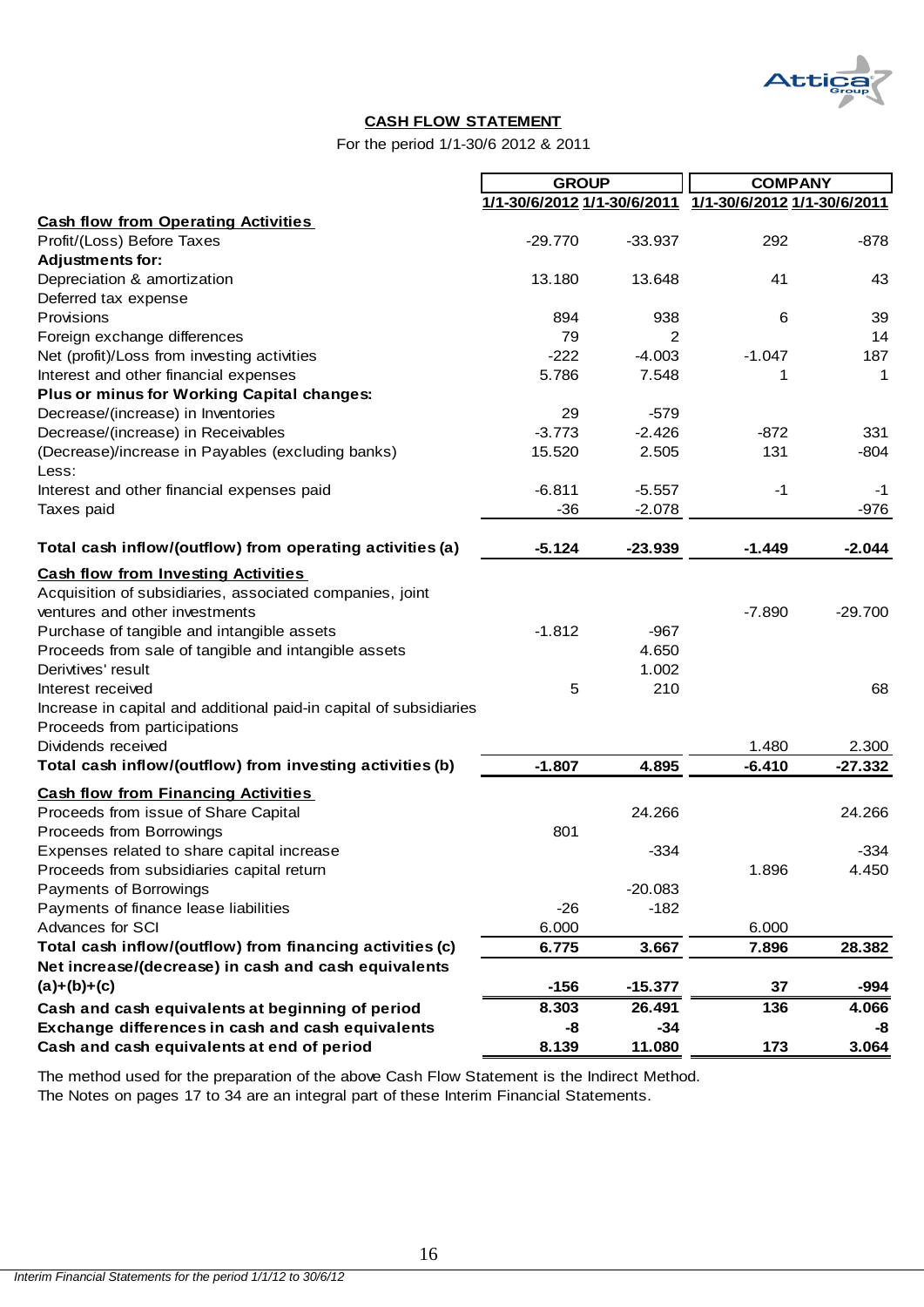## CASH FLOW STATEMENT

For the period 1/1-30/6 2012 & 2011

| | GROUP | | COMPANY | |
|---|---|---|---|---|
| | 1/1-30/6/2012 | 1/1-30/6/2011 | 1/1-30/6/2012 | 1/1-30/6/2011 |
| **Cash flow from Operating Activities** | | | | |
| Profit/(Loss) Before Taxes | -29.770 | -33.937 | 292 | -878 |
| **Adjustments for:** | | | | |
| Depreciation & amortization | 13.180 | 13.648 | 41 | 43 |
| Deferred tax expense | | | | |
| Provisions | 894 | 938 | 6 | 39 |
| Foreign exchange differences | 79 | 2 | | 14 |
| Net (profit)/Loss from investing activities | -222 | -4.003 | -1.047 | 187 |
| Interest and other financial expenses | 5.786 | 7.548 | 1 | 1 |
| **Plus or minus for Working Capital changes:** | | | | |
| Decrease/(increase) in Inventories | 29 | -579 | | |
| Decrease/(increase) in Receivables | -3.773 | -2.426 | -872 | 331 |
| (Decrease)/increase in Payables (excluding banks) | 15.520 | 2.505 | 131 | -804 |
| Less: | | | | |
| Interest and other financial expenses paid | -6.811 | -5.557 | -1 | -1 |
| Taxes paid | -36 | -2.078 | | -976 |
| **Total cash inflow/(outflow) from operating activities (a)** | **-5.124** | **-23.939** | **-1.449** | **-2.044** |
| **Cash flow from Investing Activities** | | | | |
| Acquisition of subsidiaries, associated companies, joint ventures and other investments | | | -7.890 | -29.700 |
| Purchase of tangible and intangible assets | -1.812 | -967 | | |
| Proceeds from sale of tangible and intangible assets | | 4.650 | | |
| Derivtives' result | | 1.002 | | |
| Interest received | 5 | 210 | | 68 |
| Increase in capital and additional paid-in capital of subsidiaries | | | | |
| Proceeds from participations | | | | |
| Dividends received | | | 1.480 | 2.300 |
| **Total cash inflow/(outflow) from investing activities (b)** | **-1.807** | **4.895** | **-6.410** | **-27.332** |
| **Cash flow from Financing Activities** | | | | |
| Proceeds from issue of Share Capital | | 24.266 | | 24.266 |
| Proceeds from Borrowings | 801 | | | |
| Expenses related to share capital increase | | -334 | | -334 |
| Proceeds from subsidiaries capital return | | | 1.896 | 4.450 |
| Payments of Borrowings | | -20.083 | | |
| Payments of finance lease liabilities | -26 | -182 | | |
| Advances for SCI | 6.000 | | 6.000 | |
| **Total cash inflow/(outflow) from financing activities (c)** | **6.775** | **3.667** | **7.896** | **28.382** |
| **Net increase/(decrease) in cash and cash equivalents (a)+(b)+(c)** | **-156** | **-15.377** | **37** | **-994** |
| **Cash and cash equivalents at beginning of period** | **8.303** | **26.491** | **136** | **4.066** |
| **Exchange differences in cash and cash equivalents** | **-8** | **-34** | | **-8** |
| **Cash and cash equivalents at end of period** | **8.139** | **11.080** | **173** | **3.064** |

The method used for the preparation of the above Cash Flow Statement is the Indirect Method.
The Notes on pages 17 to 34 are an integral part of these Interim Financial Statements.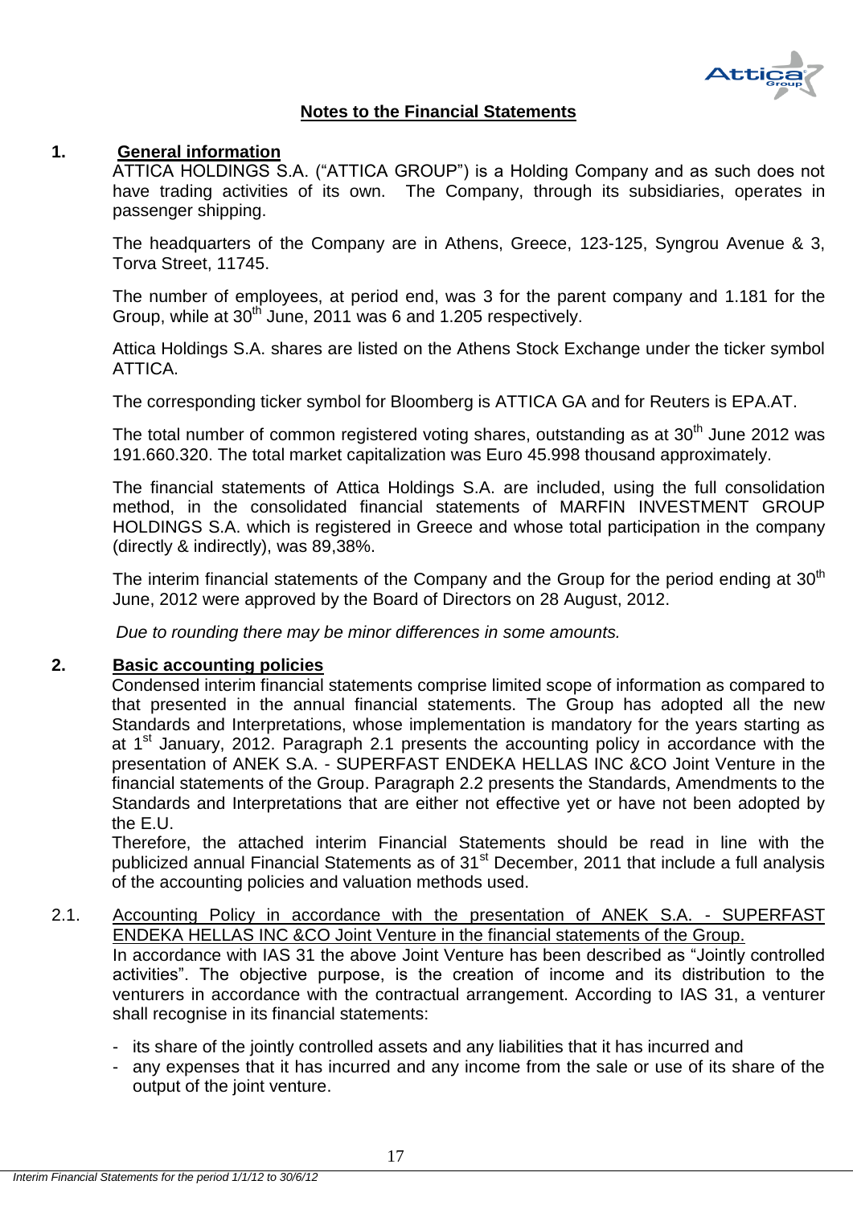## Notes to the Financial Statements

### 1. General information

ATTICA HOLDINGS S.A. ("ATTICA GROUP") is a Holding Company and as such does not have trading activities of its own. The Company, through its subsidiaries, operates in passenger shipping.

The headquarters of the Company are in Athens, Greece, 123-125, Syngrou Avenue & 3, Torva Street, 11745.

The number of employees, at period end, was 3 for the parent company and 1.181 for the Group, while at 30th June, 2011 was 6 and 1.205 respectively.

Attica Holdings S.A. shares are listed on the Athens Stock Exchange under the ticker symbol ATTICA.

The corresponding ticker symbol for Bloomberg is ATTICA GA and for Reuters is EPA.AT.

The total number of common registered voting shares, outstanding as at 30th June 2012 was 191.660.320. The total market capitalization was Euro 45.998 thousand approximately.

The financial statements of Attica Holdings S.A. are included, using the full consolidation method, in the consolidated financial statements of MARFIN INVESTMENT GROUP HOLDINGS S.A. which is registered in Greece and whose total participation in the company (directly & indirectly), was 89,38%.

The interim financial statements of the Company and the Group for the period ending at 30th June, 2012 were approved by the Board of Directors on 28 August, 2012.

*Due to rounding there may be minor differences in some amounts.*

### 2. Basic accounting policies

Condensed interim financial statements comprise limited scope of information as compared to that presented in the annual financial statements. The Group has adopted all the new Standards and Interpretations, whose implementation is mandatory for the years starting as at 1st January, 2012. Paragraph 2.1 presents the accounting policy in accordance with the presentation of ANEK S.A. - SUPERFAST ENDEKA HELLAS INC &CO Joint Venture in the financial statements of the Group. Paragraph 2.2 presents the Standards, Amendments to the Standards and Interpretations that are either not effective yet or have not been adopted by the E.U.

Therefore, the attached interim Financial Statements should be read in line with the publicized annual Financial Statements as of 31st December, 2011 that include a full analysis of the accounting policies and valuation methods used.

#### 2.1. Accounting Policy in accordance with the presentation of ANEK S.A. - SUPERFAST ENDEKA HELLAS INC &CO Joint Venture in the financial statements of the Group.

In accordance with IAS 31 the above Joint Venture has been described as "Jointly controlled activities". The objective purpose, is the creation of income and its distribution to the venturers in accordance with the contractual arrangement. According to IAS 31, a venturer shall recognise in its financial statements:

- its share of the jointly controlled assets and any liabilities that it has incurred and
- any expenses that it has incurred and any income from the sale or use of its share of the output of the joint venture.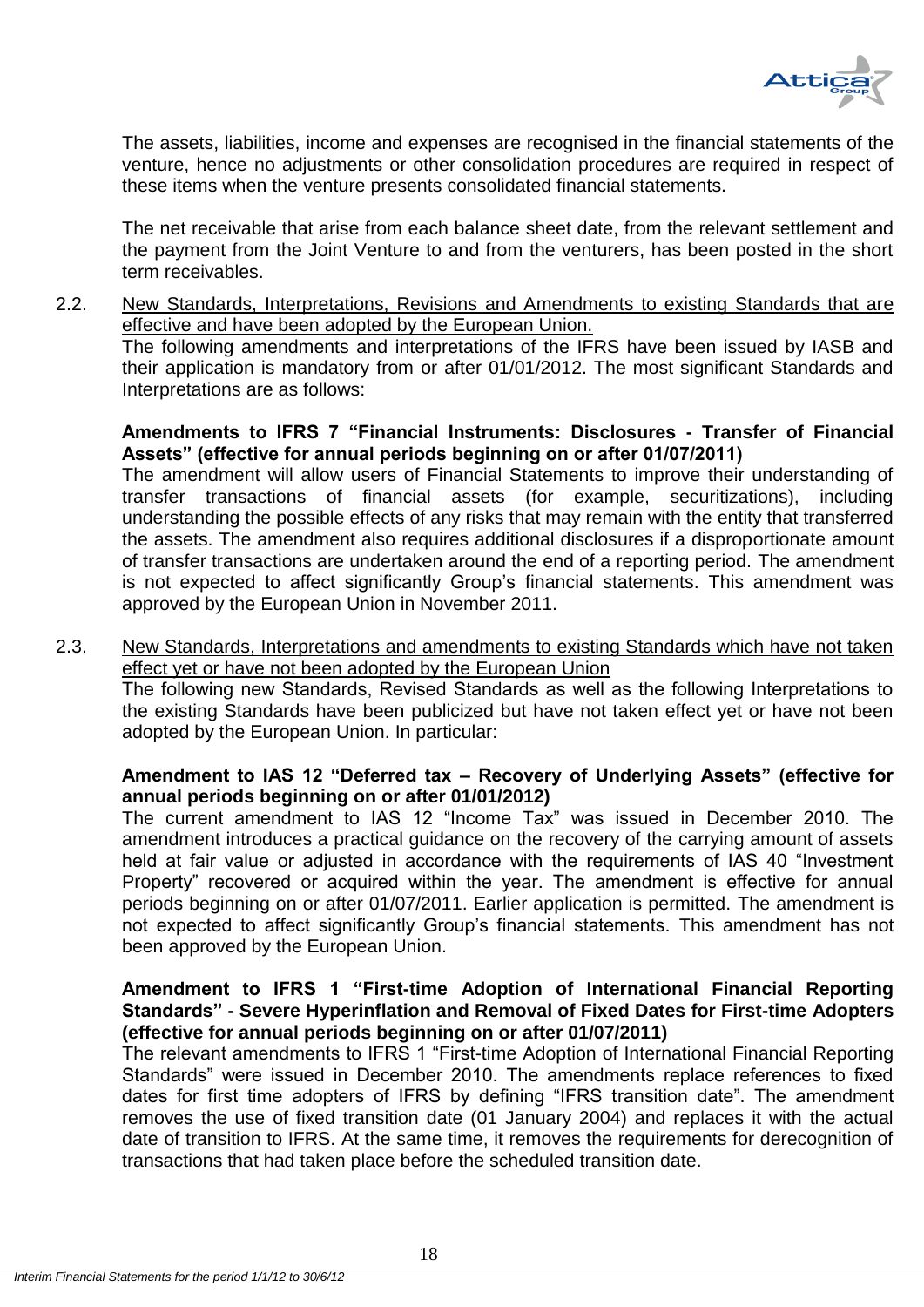The assets, liabilities, income and expenses are recognised in the financial statements of the venture, hence no adjustments or other consolidation procedures are required in respect of these items when the venture presents consolidated financial statements.

The net receivable that arise from each balance sheet date, from the relevant settlement and the payment from the Joint Venture to and from the venturers, has been posted in the short term receivables.

2.2. New Standards, Interpretations, Revisions and Amendments to existing Standards that are effective and have been adopted by the European Union.

The following amendments and interpretations of the IFRS have been issued by IASB and their application is mandatory from or after 01/01/2012. The most significant Standards and Interpretations are as follows:

**Amendments to IFRS 7 "Financial Instruments: Disclosures - Transfer of Financial Assets" (effective for annual periods beginning on or after 01/07/2011)**

The amendment will allow users of Financial Statements to improve their understanding of transfer transactions of financial assets (for example, securitizations), including understanding the possible effects of any risks that may remain with the entity that transferred the assets. The amendment also requires additional disclosures if a disproportionate amount of transfer transactions are undertaken around the end of a reporting period. The amendment is not expected to affect significantly Group's financial statements. This amendment was approved by the European Union in November 2011.

2.3. New Standards, Interpretations and amendments to existing Standards which have not taken effect yet or have not been adopted by the European Union

The following new Standards, Revised Standards as well as the following Interpretations to the existing Standards have been publicized but have not taken effect yet or have not been adopted by the European Union. In particular:

**Amendment to IAS 12 "Deferred tax – Recovery of Underlying Assets" (effective for annual periods beginning on or after 01/01/2012)**

The current amendment to IAS 12 "Income Tax" was issued in December 2010. The amendment introduces a practical guidance on the recovery of the carrying amount of assets held at fair value or adjusted in accordance with the requirements of IAS 40 "Investment Property" recovered or acquired within the year. The amendment is effective for annual periods beginning on or after 01/07/2011. Earlier application is permitted. The amendment is not expected to affect significantly Group's financial statements. This amendment has not been approved by the European Union.

**Amendment to IFRS 1 "First-time Adoption of International Financial Reporting Standards" - Severe Hyperinflation and Removal of Fixed Dates for First-time Adopters (effective for annual periods beginning on or after 01/07/2011)**

The relevant amendments to IFRS 1 "First-time Adoption of International Financial Reporting Standards" were issued in December 2010. The amendments replace references to fixed dates for first time adopters of IFRS by defining "IFRS transition date". The amendment removes the use of fixed transition date (01 January 2004) and replaces it with the actual date of transition to IFRS. At the same time, it removes the requirements for derecognition of transactions that had taken place before the scheduled transition date.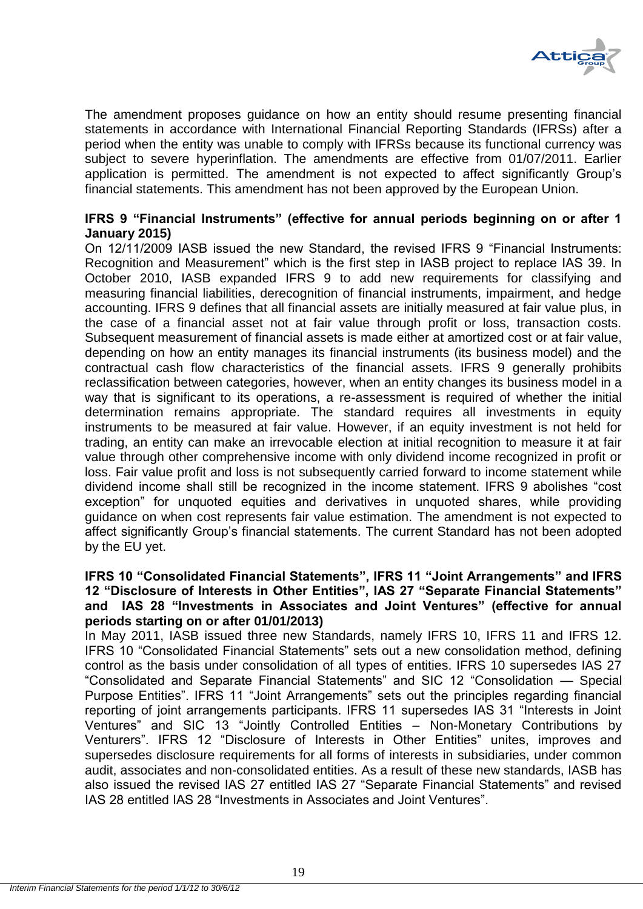The amendment proposes guidance on how an entity should resume presenting financial statements in accordance with International Financial Reporting Standards (IFRSs) after a period when the entity was unable to comply with IFRSs because its functional currency was subject to severe hyperinflation. The amendments are effective from 01/07/2011. Earlier application is permitted. The amendment is not expected to affect significantly Group's financial statements. This amendment has not been approved by the European Union.

**IFRS 9 "Financial Instruments" (effective for annual periods beginning on or after 1 January 2015)**

On 12/11/2009 IASB issued the new Standard, the revised IFRS 9 "Financial Instruments: Recognition and Measurement" which is the first step in IASB project to replace IAS 39. In October 2010, IASB expanded IFRS 9 to add new requirements for classifying and measuring financial liabilities, derecognition of financial instruments, impairment, and hedge accounting. IFRS 9 defines that all financial assets are initially measured at fair value plus, in the case of a financial asset not at fair value through profit or loss, transaction costs. Subsequent measurement of financial assets is made either at amortized cost or at fair value, depending on how an entity manages its financial instruments (its business model) and the contractual cash flow characteristics of the financial assets. IFRS 9 generally prohibits reclassification between categories, however, when an entity changes its business model in a way that is significant to its operations, a re-assessment is required of whether the initial determination remains appropriate. The standard requires all investments in equity instruments to be measured at fair value. However, if an equity investment is not held for trading, an entity can make an irrevocable election at initial recognition to measure it at fair value through other comprehensive income with only dividend income recognized in profit or loss. Fair value profit and loss is not subsequently carried forward to income statement while dividend income shall still be recognized in the income statement. IFRS 9 abolishes "cost exception" for unquoted equities and derivatives in unquoted shares, while providing guidance on when cost represents fair value estimation. The amendment is not expected to affect significantly Group's financial statements. The current Standard has not been adopted by the EU yet.

**IFRS 10 "Consolidated Financial Statements", IFRS 11 "Joint Arrangements" and IFRS 12 "Disclosure of Interests in Other Entities", IAS 27 "Separate Financial Statements" and IAS 28 "Investments in Associates and Joint Ventures" (effective for annual periods starting on or after 01/01/2013)**

In May 2011, IASB issued three new Standards, namely IFRS 10, IFRS 11 and IFRS 12. IFRS 10 "Consolidated Financial Statements" sets out a new consolidation method, defining control as the basis under consolidation of all types of entities. IFRS 10 supersedes IAS 27 "Consolidated and Separate Financial Statements" and SIC 12 "Consolidation — Special Purpose Entities". IFRS 11 "Joint Arrangements" sets out the principles regarding financial reporting of joint arrangements participants. IFRS 11 supersedes IAS 31 "Interests in Joint Ventures" and SIC 13 "Jointly Controlled Entities – Non-Monetary Contributions by Venturers". IFRS 12 "Disclosure of Interests in Other Entities" unites, improves and supersedes disclosure requirements for all forms of interests in subsidiaries, under common audit, associates and non-consolidated entities. As a result of these new standards, IASB has also issued the revised IAS 27 entitled IAS 27 "Separate Financial Statements" and revised IAS 28 entitled IAS 28 "Investments in Associates and Joint Ventures".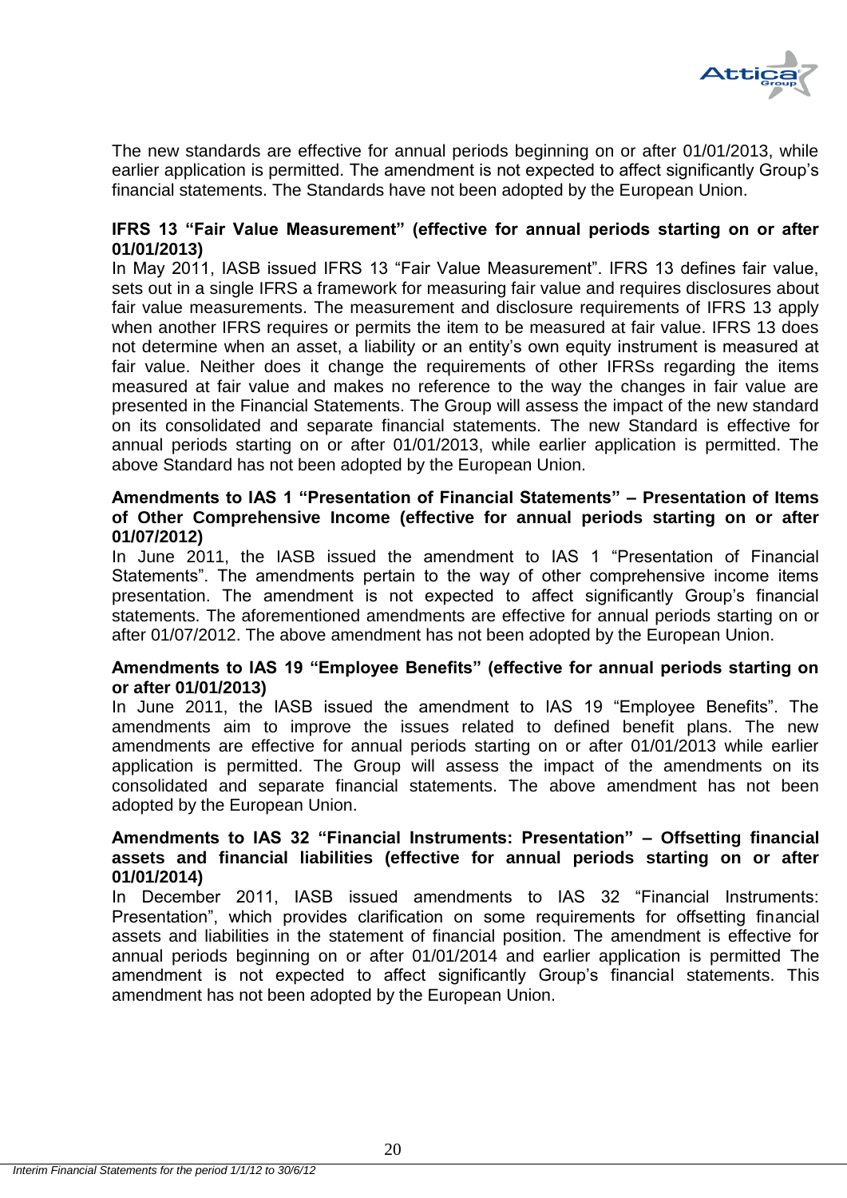The new standards are effective for annual periods beginning on or after 01/01/2013, while earlier application is permitted. The amendment is not expected to affect significantly Group's financial statements. The Standards have not been adopted by the European Union.

**IFRS 13 "Fair Value Measurement" (effective for annual periods starting on or after 01/01/2013)**

In May 2011, IASB issued IFRS 13 "Fair Value Measurement". IFRS 13 defines fair value, sets out in a single IFRS a framework for measuring fair value and requires disclosures about fair value measurements. The measurement and disclosure requirements of IFRS 13 apply when another IFRS requires or permits the item to be measured at fair value. IFRS 13 does not determine when an asset, a liability or an entity's own equity instrument is measured at fair value. Neither does it change the requirements of other IFRSs regarding the items measured at fair value and makes no reference to the way the changes in fair value are presented in the Financial Statements. The Group will assess the impact of the new standard on its consolidated and separate financial statements. The new Standard is effective for annual periods starting on or after 01/01/2013, while earlier application is permitted. The above Standard has not been adopted by the European Union.

**Amendments to IAS 1 "Presentation of Financial Statements" – Presentation of Items of Other Comprehensive Income (effective for annual periods starting on or after 01/07/2012)**

In June 2011, the IASB issued the amendment to IAS 1 "Presentation of Financial Statements". The amendments pertain to the way of other comprehensive income items presentation. The amendment is not expected to affect significantly Group's financial statements. The aforementioned amendments are effective for annual periods starting on or after 01/07/2012. The above amendment has not been adopted by the European Union.

**Amendments to IAS 19 "Employee Benefits" (effective for annual periods starting on or after 01/01/2013)**

In June 2011, the IASB issued the amendment to IAS 19 "Employee Benefits". The amendments aim to improve the issues related to defined benefit plans. The new amendments are effective for annual periods starting on or after 01/01/2013 while earlier application is permitted. The Group will assess the impact of the amendments on its consolidated and separate financial statements. The above amendment has not been adopted by the European Union.

**Amendments to IAS 32 "Financial Instruments: Presentation" – Offsetting financial assets and financial liabilities (effective for annual periods starting on or after 01/01/2014)**

In December 2011, IASB issued amendments to IAS 32 "Financial Instruments: Presentation", which provides clarification on some requirements for offsetting financial assets and liabilities in the statement of financial position. The amendment is effective for annual periods beginning on or after 01/01/2014 and earlier application is permitted The amendment is not expected to affect significantly Group's financial statements. This amendment has not been adopted by the European Union.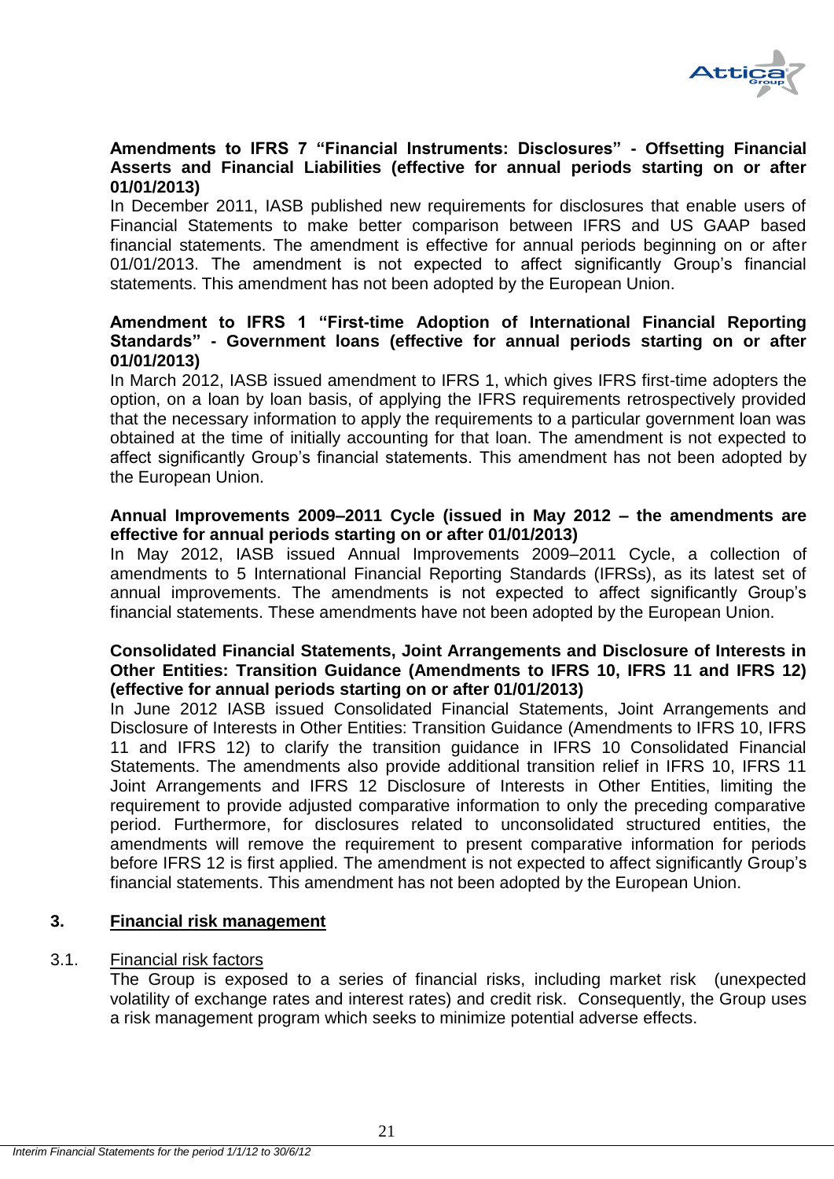**Amendments to IFRS 7 "Financial Instruments: Disclosures" - Offsetting Financial Asserts and Financial Liabilities (effective for annual periods starting on or after 01/01/2013)**

In December 2011, IASB published new requirements for disclosures that enable users of Financial Statements to make better comparison between IFRS and US GAAP based financial statements. The amendment is effective for annual periods beginning on or after 01/01/2013. The amendment is not expected to affect significantly Group's financial statements. This amendment has not been adopted by the European Union.

**Amendment to IFRS 1 "First-time Adoption of International Financial Reporting Standards" - Government loans (effective for annual periods starting on or after 01/01/2013)**

In March 2012, IASB issued amendment to IFRS 1, which gives IFRS first-time adopters the option, on a loan by loan basis, of applying the IFRS requirements retrospectively provided that the necessary information to apply the requirements to a particular government loan was obtained at the time of initially accounting for that loan. The amendment is not expected to affect significantly Group's financial statements. This amendment has not been adopted by the European Union.

**Annual Improvements 2009–2011 Cycle (issued in May 2012 – the amendments are effective for annual periods starting on or after 01/01/2013)**

In May 2012, IASB issued Annual Improvements 2009–2011 Cycle, a collection of amendments to 5 International Financial Reporting Standards (IFRSs), as its latest set of annual improvements. The amendments is not expected to affect significantly Group's financial statements. These amendments have not been adopted by the European Union.

**Consolidated Financial Statements, Joint Arrangements and Disclosure of Interests in Other Entities: Transition Guidance (Amendments to IFRS 10, IFRS 11 and IFRS 12) (effective for annual periods starting on or after 01/01/2013)**

In June 2012 IASB issued Consolidated Financial Statements, Joint Arrangements and Disclosure of Interests in Other Entities: Transition Guidance (Amendments to IFRS 10, IFRS 11 and IFRS 12) to clarify the transition guidance in IFRS 10 Consolidated Financial Statements. The amendments also provide additional transition relief in IFRS 10, IFRS 11 Joint Arrangements and IFRS 12 Disclosure of Interests in Other Entities, limiting the requirement to provide adjusted comparative information to only the preceding comparative period. Furthermore, for disclosures related to unconsolidated structured entities, the amendments will remove the requirement to present comparative information for periods before IFRS 12 is first applied. The amendment is not expected to affect significantly Group's financial statements. This amendment has not been adopted by the European Union.

## 3. Financial risk management

### 3.1. Financial risk factors

The Group is exposed to a series of financial risks, including market risk (unexpected volatility of exchange rates and interest rates) and credit risk. Consequently, the Group uses a risk management program which seeks to minimize potential adverse effects.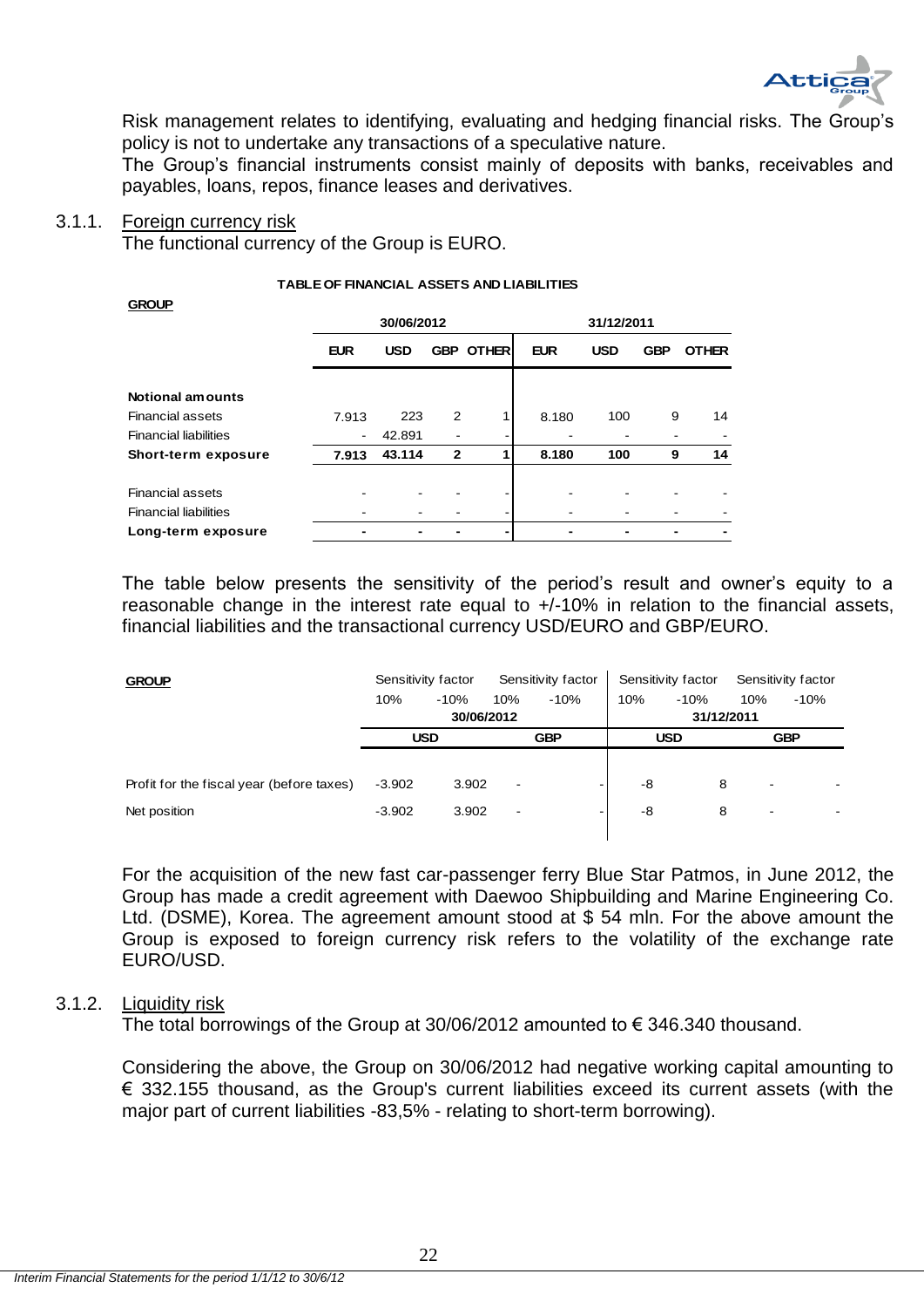Risk management relates to identifying, evaluating and hedging financial risks. The Group's policy is not to undertake any transactions of a speculative nature.

The Group's financial instruments consist mainly of deposits with banks, receivables and payables, loans, repos, finance leases and derivatives.

### 3.1.1. Foreign currency risk

The functional currency of the Group is EURO.

**TABLE OF FINANCIAL ASSETS AND LIABILITIES**

**GROUP**

| | 30/06/2012 | | | | 31/12/2011 | | | |
|---|---|---|---|---|---|---|---|---|
| | **EUR** | **USD** | **GBP** | **OTHER** | **EUR** | **USD** | **GBP** | **OTHER** |
| **Notional amounts** | | | | | | | | |
| Financial assets | 7.913 | 223 | 2 | 1 | 8.180 | 100 | 9 | 14 |
| Financial liabilities | - | 42.891 | - | - | - | - | - | - |
| **Short-term exposure** | **7.913** | **43.114** | **2** | **1** | **8.180** | **100** | **9** | **14** |
| Financial assets | - | - | - | - | - | - | - | - |
| Financial liabilities | - | - | - | - | - | - | - | - |
| **Long-term exposure** | **-** | **-** | **-** | **-** | **-** | **-** | **-** | **-** |

The table below presents the sensitivity of the period's result and owner's equity to a reasonable change in the interest rate equal to +/-10% in relation to the financial assets, financial liabilities and the transactional currency USD/EURO and GBP/EURO.

| **GROUP** | Sensitivity factor | | Sensitivity factor | | Sensitivity factor | | Sensitivity factor | |
|---|---|---|---|---|---|---|---|---|
| | 10% | -10% | 10% | -10% | 10% | -10% | 10% | -10% |
| | 30/06/2012 | | | | 31/12/2011 | | | |
| | **USD** | | **GBP** | | **USD** | | **GBP** | |
| Profit for the fiscal year (before taxes) | -3.902 | 3.902 | - | - | -8 | 8 | - | - |
| Net position | -3.902 | 3.902 | - | - | -8 | 8 | - | - |

For the acquisition of the new fast car-passenger ferry Blue Star Patmos, in June 2012, the Group has made a credit agreement with Daewoo Shipbuilding and Marine Engineering Co. Ltd. (DSME), Korea. The agreement amount stood at $ 54 mln. For the above amount the Group is exposed to foreign currency risk refers to the volatility of the exchange rate EURO/USD.

### 3.1.2. Liquidity risk

The total borrowings of the Group at 30/06/2012 amounted to € 346.340 thousand.

Considering the above, the Group on 30/06/2012 had negative working capital amounting to € 332.155 thousand, as the Group's current liabilities exceed its current assets (with the major part of current liabilities -83,5% - relating to short-term borrowing).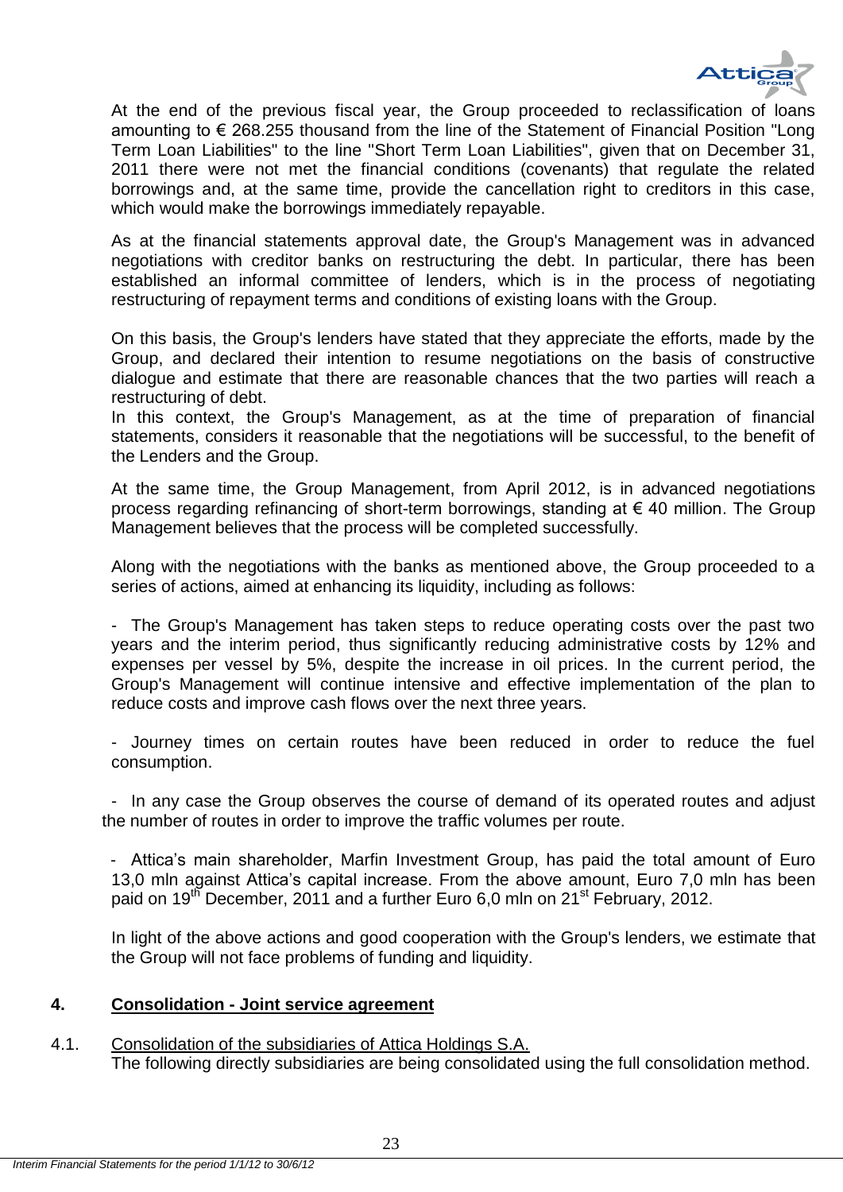At the end of the previous fiscal year, the Group proceeded to reclassification of loans amounting to € 268.255 thousand from the line of the Statement of Financial Position "Long Term Loan Liabilities" to the line "Short Term Loan Liabilities", given that on December 31, 2011 there were not met the financial conditions (covenants) that regulate the related borrowings and, at the same time, provide the cancellation right to creditors in this case, which would make the borrowings immediately repayable.

As at the financial statements approval date, the Group's Management was in advanced negotiations with creditor banks on restructuring the debt. In particular, there has been established an informal committee of lenders, which is in the process of negotiating restructuring of repayment terms and conditions of existing loans with the Group.

On this basis, the Group's lenders have stated that they appreciate the efforts, made by the Group, and declared their intention to resume negotiations on the basis of constructive dialogue and estimate that there are reasonable chances that the two parties will reach a restructuring of debt.
In this context, the Group's Management, as at the time of preparation of financial statements, considers it reasonable that the negotiations will be successful, to the benefit of the Lenders and the Group.

At the same time, the Group Management, from April 2012, is in advanced negotiations process regarding refinancing of short-term borrowings, standing at € 40 million. The Group Management believes that the process will be completed successfully.

Along with the negotiations with the banks as mentioned above, the Group proceeded to a series of actions, aimed at enhancing its liquidity, including as follows:

- The Group's Management has taken steps to reduce operating costs over the past two years and the interim period, thus significantly reducing administrative costs by 12% and expenses per vessel by 5%, despite the increase in oil prices. In the current period, the Group's Management will continue intensive and effective implementation of the plan to reduce costs and improve cash flows over the next three years.

- Journey times on certain routes have been reduced in order to reduce the fuel consumption.

- In any case the Group observes the course of demand of its operated routes and adjust the number of routes in order to improve the traffic volumes per route.

- Attica's main shareholder, Marfin Investment Group, has paid the total amount of Euro 13,0 mln against Attica's capital increase. From the above amount, Euro 7,0 mln has been paid on 19th December, 2011 and a further Euro 6,0 mln on 21st February, 2012.

In light of the above actions and good cooperation with the Group's lenders, we estimate that the Group will not face problems of funding and liquidity.

## 4. Consolidation - Joint service agreement

### 4.1. Consolidation of the subsidiaries of Attica Holdings S.A.

The following directly subsidiaries are being consolidated using the full consolidation method.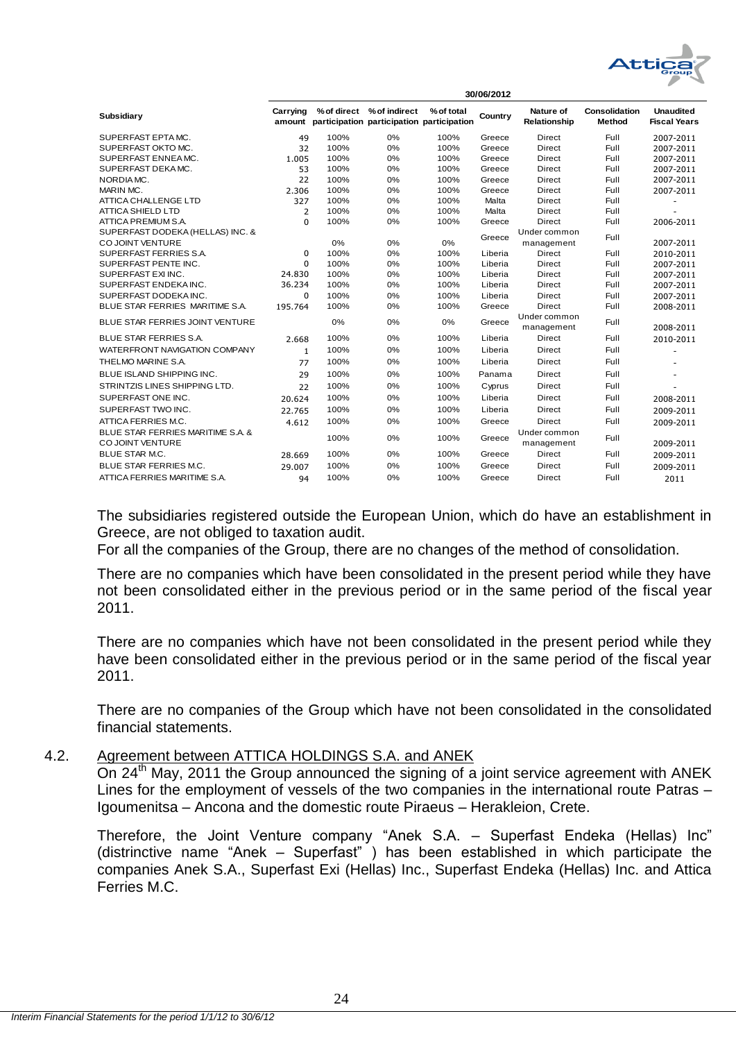| Subsidiary | 30/06/2012 | | | | | | | |
|---|---|---|---|---|---|---|---|---|
| | Carrying amount | % of direct participation | % of indirect participation | % of total participation | Country | Nature of Relationship | Consolidation Method | Unaudited Fiscal Years |
| SUPERFAST EPTA MC. | 49 | 100% | 0% | 100% | Greece | Direct | Full | 2007-2011 |
| SUPERFAST OKTO MC. | 32 | 100% | 0% | 100% | Greece | Direct | Full | 2007-2011 |
| SUPERFAST ENNEA MC. | 1.005 | 100% | 0% | 100% | Greece | Direct | Full | 2007-2011 |
| SUPERFAST DEKA MC. | 53 | 100% | 0% | 100% | Greece | Direct | Full | 2007-2011 |
| NORDIA MC. | 22 | 100% | 0% | 100% | Greece | Direct | Full | 2007-2011 |
| MARIN MC. | 2.306 | 100% | 0% | 100% | Greece | Direct | Full | 2007-2011 |
| ATTICA CHALLENGE LTD | 327 | 100% | 0% | 100% | Malta | Direct | Full | - |
| ATTICA SHIELD LTD | 2 | 100% | 0% | 100% | Malta | Direct | Full | - |
| ATTICA PREMIUM S.A. | 0 | 100% | 0% | 100% | Greece | Direct | Full | 2006-2011 |
| SUPERFAST DODEKA (HELLAS) INC. & CO JOINT VENTURE | | 0% | 0% | 0% | Greece | Under common management | Full | 2007-2011 |
| SUPERFAST FERRIES S.A. | 0 | 100% | 0% | 100% | Liberia | Direct | Full | 2010-2011 |
| SUPERFAST PENTE INC. | 0 | 100% | 0% | 100% | Liberia | Direct | Full | 2007-2011 |
| SUPERFAST EXI INC. | 24.830 | 100% | 0% | 100% | Liberia | Direct | Full | 2007-2011 |
| SUPERFAST ENDEKA INC. | 36.234 | 100% | 0% | 100% | Liberia | Direct | Full | 2007-2011 |
| SUPERFAST DODEKA INC. | 0 | 100% | 0% | 100% | Liberia | Direct | Full | 2007-2011 |
| BLUE STAR FERRIES MARITIME S.A. | 195.764 | 100% | 0% | 100% | Greece | Direct | Full | 2008-2011 |
| BLUE STAR FERRIES JOINT VENTURE | | 0% | 0% | 0% | Greece | Under common management | Full | 2008-2011 |
| BLUE STAR FERRIES S.A. | 2.668 | 100% | 0% | 100% | Liberia | Direct | Full | 2010-2011 |
| WATERFRONT NAVIGATION COMPANY | 1 | 100% | 0% | 100% | Liberia | Direct | Full | - |
| THELMO MARINE S.A. | 77 | 100% | 0% | 100% | Liberia | Direct | Full | - |
| BLUE ISLAND SHIPPING INC. | 29 | 100% | 0% | 100% | Panama | Direct | Full | - |
| STRINTZIS LINES SHIPPING LTD. | 22 | 100% | 0% | 100% | Cyprus | Direct | Full | - |
| SUPERFAST ONE INC. | 20.624 | 100% | 0% | 100% | Liberia | Direct | Full | 2008-2011 |
| SUPERFAST TWO INC. | 22.765 | 100% | 0% | 100% | Liberia | Direct | Full | 2009-2011 |
| ATTICA FERRIES M.C. | 4.612 | 100% | 0% | 100% | Greece | Direct | Full | 2009-2011 |
| BLUE STAR FERRIES MARITIME S.A. & CO JOINT VENTURE | | 100% | 0% | 100% | Greece | Under common management | Full | 2009-2011 |
| BLUE STAR M.C. | 28.669 | 100% | 0% | 100% | Greece | Direct | Full | 2009-2011 |
| BLUE STAR FERRIES M.C. | 29.007 | 100% | 0% | 100% | Greece | Direct | Full | 2009-2011 |
| ATTICA FERRIES MARITIME S.A. | 94 | 100% | 0% | 100% | Greece | Direct | Full | 2011 |

The subsidiaries registered outside the European Union, which do have an establishment in Greece, are not obliged to taxation audit.
For all the companies of the Group, there are no changes of the method of consolidation.

There are no companies which have been consolidated in the present period while they have not been consolidated either in the previous period or in the same period of the fiscal year 2011.

There are no companies which have not been consolidated in the present period while they have been consolidated either in the previous period or in the same period of the fiscal year 2011.

There are no companies of the Group which have not been consolidated in the consolidated financial statements.

## 4.2. Agreement between ATTICA HOLDINGS S.A. and ANEK

On 24th May, 2011 the Group announced the signing of a joint service agreement with ANEK Lines for the employment of vessels of the two companies in the international route Patras – Igoumenitsa – Ancona and the domestic route Piraeus – Herakleion, Crete.

Therefore, the Joint Venture company "Anek S.A. – Superfast Endeka (Hellas) Inc" (distrinctive name "Anek – Superfast" ) has been established in which participate the companies Anek S.A., Superfast Exi (Hellas) Inc., Superfast Endeka (Hellas) Inc. and Attica Ferries M.C.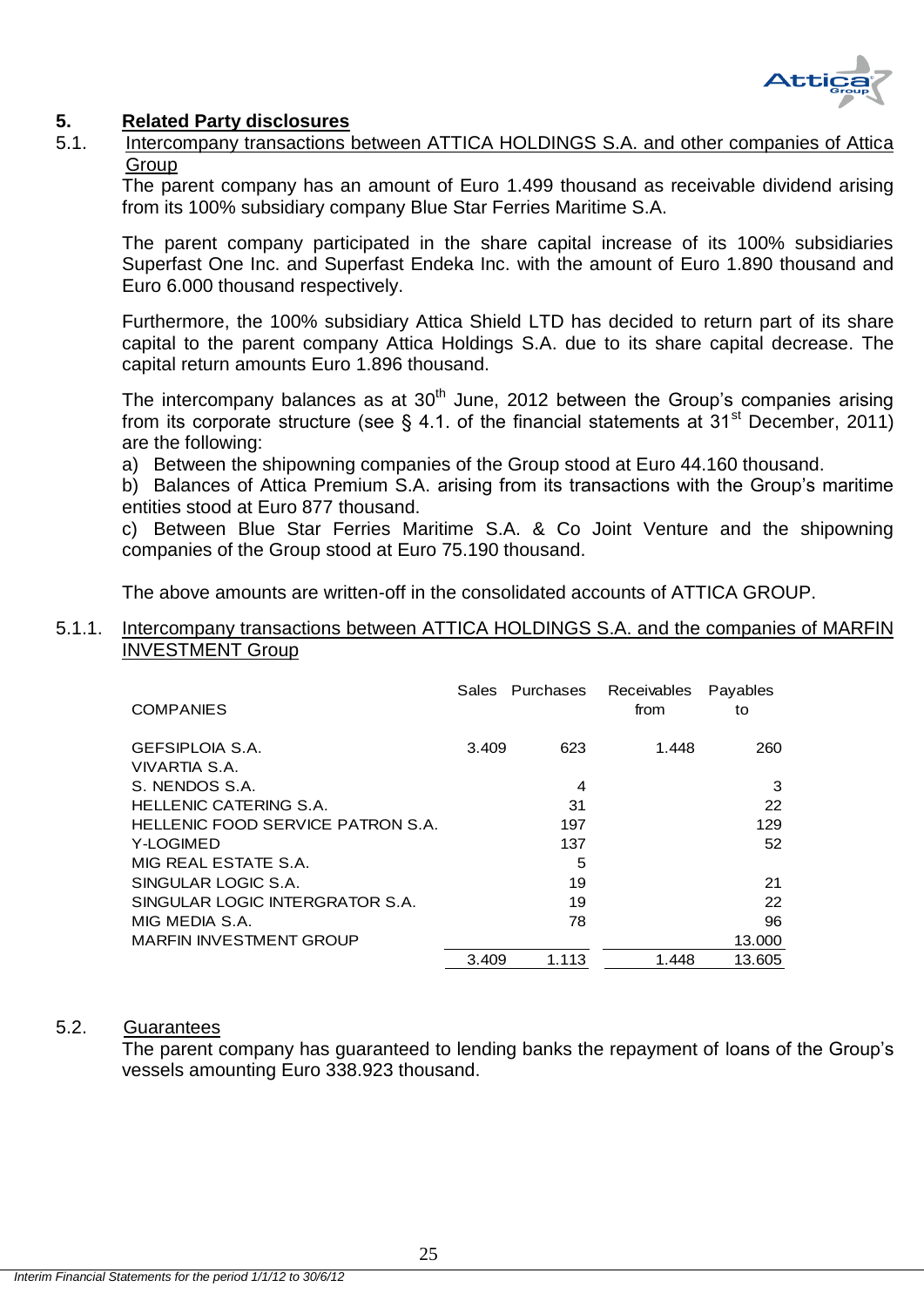## 5. Related Party disclosures

### 5.1. Intercompany transactions between ATTICA HOLDINGS S.A. and other companies of Attica Group

The parent company has an amount of Euro 1.499 thousand as receivable dividend arising from its 100% subsidiary company Blue Star Ferries Maritime S.A.

The parent company participated in the share capital increase of its 100% subsidiaries Superfast One Inc. and Superfast Endeka Inc. with the amount of Euro 1.890 thousand and Euro 6.000 thousand respectively.

Furthermore, the 100% subsidiary Attica Shield LTD has decided to return part of its share capital to the parent company Attica Holdings S.A. due to its share capital decrease. The capital return amounts Euro 1.896 thousand.

The intercompany balances as at 30th June, 2012 between the Group's companies arising from its corporate structure (see § 4.1. of the financial statements at 31st December, 2011) are the following:

a) Between the shipowning companies of the Group stood at Euro 44.160 thousand.

b) Balances of Attica Premium S.A. arising from its transactions with the Group's maritime entities stood at Euro 877 thousand.

c) Between Blue Star Ferries Maritime S.A. & Co Joint Venture and the shipowning companies of the Group stood at Euro 75.190 thousand.

The above amounts are written-off in the consolidated accounts of ATTICA GROUP.

#### 5.1.1. Intercompany transactions between ATTICA HOLDINGS S.A. and the companies of MARFIN INVESTMENT Group

| COMPANIES | Sales | Purchases | Receivables from | Payables to |
|---|---|---|---|---|
| GEFSIPLOIA S.A. | 3.409 | 623 | 1.448 | 260 |
| VIVARTIA S.A. | | | | |
| S. NENDOS S.A. | | 4 | | 3 |
| HELLENIC CATERING S.A. | | 31 | | 22 |
| HELLENIC FOOD SERVICE PATRON S.A. | | 197 | | 129 |
| Y-LOGIMED | | 137 | | 52 |
| MIG REAL ESTATE S.A. | | 5 | | |
| SINGULAR LOGIC S.A. | | 19 | | 21 |
| SINGULAR LOGIC INTERGRATOR S.A. | | 19 | | 22 |
| MIG MEDIA S.A. | | 78 | | 96 |
| MARFIN INVESTMENT GROUP | | | | 13.000 |
| | 3.409 | 1.113 | 1.448 | 13.605 |

### 5.2. Guarantees

The parent company has guaranteed to lending banks the repayment of loans of the Group's vessels amounting Euro 338.923 thousand.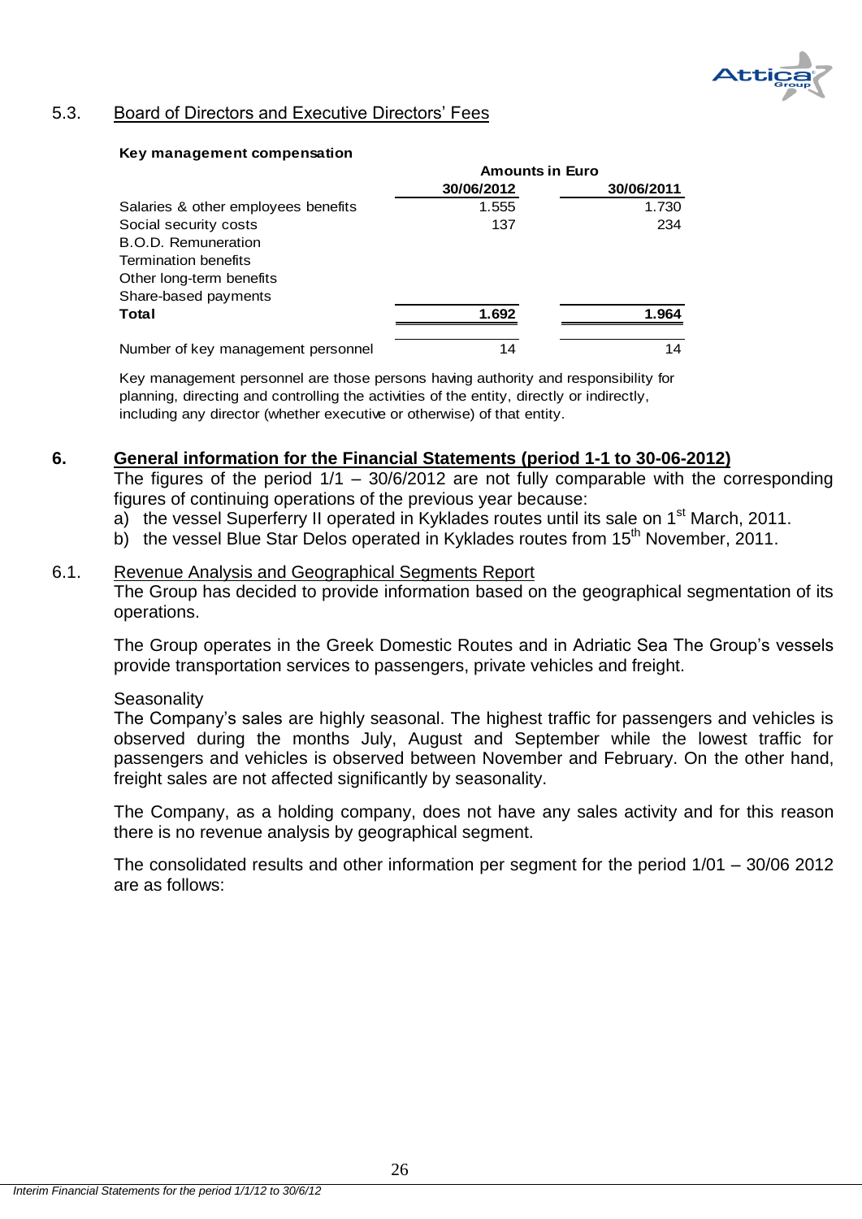### 5.3. Board of Directors and Executive Directors' Fees

**Key management compensation**

| | Amounts in Euro | |
|---|---|---|
| | 30/06/2012 | 30/06/2011 |
| Salaries & other employees benefits | 1.555 | 1.730 |
| Social security costs | 137 | 234 |
| B.O.D. Remuneration | | |
| Termination benefits | | |
| Other long-term benefits | | |
| Share-based payments | | |
| **Total** | **1.692** | **1.964** |
| Number of key management personnel | 14 | 14 |

Key management personnel are those persons having authority and responsibility for planning, directing and controlling the activities of the entity, directly or indirectly, including any director (whether executive or otherwise) of that entity.

## 6. General information for the Financial Statements (period 1-1 to 30-06-2012)

The figures of the period 1/1 – 30/6/2012 are not fully comparable with the corresponding figures of continuing operations of the previous year because:

a) the vessel Superferry II operated in Kyklades routes until its sale on 1st March, 2011.
b) the vessel Blue Star Delos operated in Kyklades routes from 15th November, 2011.

### 6.1. Revenue Analysis and Geographical Segments Report

The Group has decided to provide information based on the geographical segmentation of its operations.

The Group operates in the Greek Domestic Routes and in Adriatic Sea The Group's vessels provide transportation services to passengers, private vehicles and freight.

Seasonality

The Company's sales are highly seasonal. The highest traffic for passengers and vehicles is observed during the months July, August and September while the lowest traffic for passengers and vehicles is observed between November and February. On the other hand, freight sales are not affected significantly by seasonality.

The Company, as a holding company, does not have any sales activity and for this reason there is no revenue analysis by geographical segment.

The consolidated results and other information per segment for the period 1/01 – 30/06 2012 are as follows: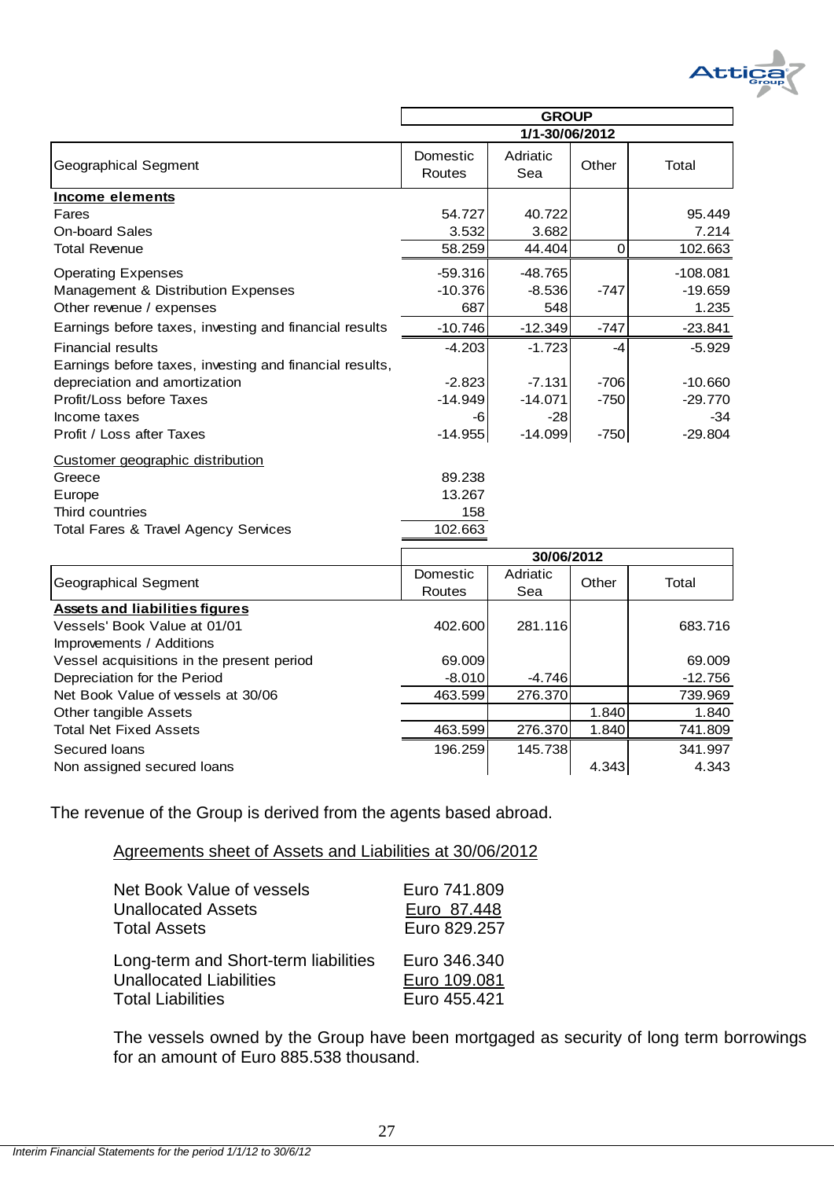| Geographical Segment | GROUP 1/1-30/06/2012 | | | |
|---|---|---|---|---|
| | Domestic Routes | Adriatic Sea | Other | Total |
| **Income elements** | | | | |
| Fares | 54.727 | 40.722 | | 95.449 |
| On-board Sales | 3.532 | 3.682 | | 7.214 |
| Total Revenue | 58.259 | 44.404 | 0 | 102.663 |
| Operating Expenses | -59.316 | -48.765 | | -108.081 |
| Management & Distribution Expenses | -10.376 | -8.536 | -747 | -19.659 |
| Other revenue / expenses | 687 | 548 | | 1.235 |
| Earnings before taxes, investing and financial results | -10.746 | -12.349 | -747 | -23.841 |
| Financial results | -4.203 | -1.723 | -4 | -5.929 |
| Earnings before taxes, investing and financial results, depreciation and amortization | -2.823 | -7.131 | -706 | -10.660 |
| Profit/Loss before Taxes | -14.949 | -14.071 | -750 | -29.770 |
| Income taxes | -6 | -28 | | -34 |
| Profit / Loss after Taxes | -14.955 | -14.099 | -750 | -29.804 |
| Customer geographic distribution | | | | |
| Greece | 89.238 | | | |
| Europe | 13.267 | | | |
| Third countries | 158 | | | |
| Total Fares & Travel Agency Services | 102.663 | | | |

| Geographical Segment | 30/06/2012 | | | |
|---|---|---|---|---|
| | Domestic Routes | Adriatic Sea | Other | Total |
| **Assets and liabilities figures** | | | | |
| Vessels' Book Value at 01/01 | 402.600 | 281.116 | | 683.716 |
| Improvements / Additions | | | | |
| Vessel acquisitions in the present period | 69.009 | | | 69.009 |
| Depreciation for the Period | -8.010 | -4.746 | | -12.756 |
| Net Book Value of vessels at 30/06 | 463.599 | 276.370 | | 739.969 |
| Other tangible Assets | | | 1.840 | 1.840 |
| Total Net Fixed Assets | 463.599 | 276.370 | 1.840 | 741.809 |
| Secured loans | 196.259 | 145.738 | | 341.997 |
| Non assigned secured loans | | | 4.343 | 4.343 |

The revenue of the Group is derived from the agents based abroad.

Agreements sheet of Assets and Liabilities at 30/06/2012

| | |
|---|---|
| Net Book Value of vessels | Euro 741.809 |
| Unallocated Assets | Euro 87.448 |
| Total Assets | Euro 829.257 |
| | |
| Long-term and Short-term liabilities | Euro 346.340 |
| Unallocated Liabilities | Euro 109.081 |
| Total Liabilities | Euro 455.421 |

The vessels owned by the Group have been mortgaged as security of long term borrowings for an amount of Euro 885.538 thousand.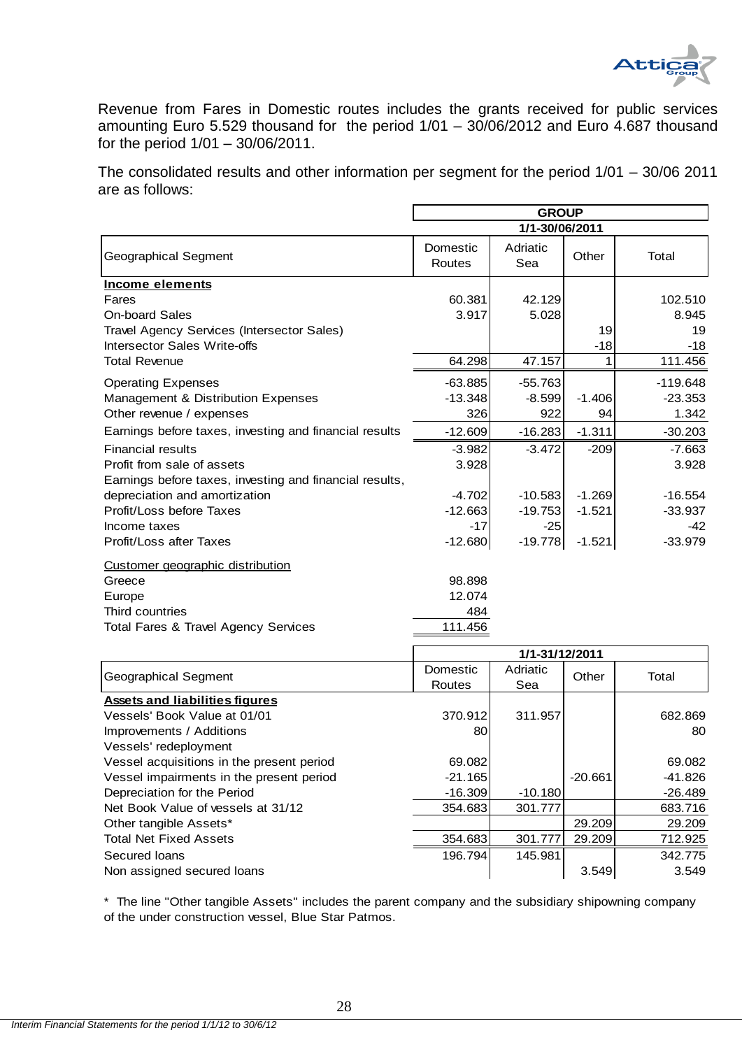Revenue from Fares in Domestic routes includes the grants received for public services amounting Euro 5.529 thousand for the period 1/01 – 30/06/2012 and Euro 4.687 thousand for the period 1/01 – 30/06/2011.

The consolidated results and other information per segment for the period 1/01 – 30/06 2011 are as follows:

| | GROUP | | | |
|---|---|---|---|---|
| | 1/1-30/06/2011 | | | |
| Geographical Segment | Domestic Routes | Adriatic Sea | Other | Total |
| **Income elements** | | | | |
| Fares | 60.381 | 42.129 | | 102.510 |
| On-board Sales | 3.917 | 5.028 | | 8.945 |
| Travel Agency Services (Intersector Sales) | | | 19 | 19 |
| Intersector Sales Write-offs | | | -18 | -18 |
| Total Revenue | 64.298 | 47.157 | 1 | 111.456 |
| Operating Expenses | -63.885 | -55.763 | | -119.648 |
| Management & Distribution Expenses | -13.348 | -8.599 | -1.406 | -23.353 |
| Other revenue / expenses | 326 | 922 | 94 | 1.342 |
| Earnings before taxes, investing and financial results | -12.609 | -16.283 | -1.311 | -30.203 |
| Financial results | -3.982 | -3.472 | -209 | -7.663 |
| Profit from sale of assets | 3.928 | | | 3.928 |
| Earnings before taxes, investing and financial results, depreciation and amortization | -4.702 | -10.583 | -1.269 | -16.554 |
| Profit/Loss before Taxes | -12.663 | -19.753 | -1.521 | -33.937 |
| Income taxes | -17 | -25 | | -42 |
| Profit/Loss after Taxes | -12.680 | -19.778 | -1.521 | -33.979 |
| Customer geographic distribution | | | | |
| Greece | 98.898 | | | |
| Europe | 12.074 | | | |
| Third countries | 484 | | | |
| Total Fares & Travel Agency Services | 111.456 | | | |

| | 1/1-31/12/2011 | | | |
|---|---|---|---|---|
| Geographical Segment | Domestic Routes | Adriatic Sea | Other | Total |
| **Assets and liabilities figures** | | | | |
| Vessels' Book Value at 01/01 | 370.912 | 311.957 | | 682.869 |
| Improvements / Additions | 80 | | | 80 |
| Vessels' redeployment | | | | |
| Vessel acquisitions in the present period | 69.082 | | | 69.082 |
| Vessel impairments in the present period | -21.165 | | -20.661 | -41.826 |
| Depreciation for the Period | -16.309 | -10.180 | | -26.489 |
| Net Book Value of vessels at 31/12 | 354.683 | 301.777 | | 683.716 |
| Other tangible Assets* | | | 29.209 | 29.209 |
| Total Net Fixed Assets | 354.683 | 301.777 | 29.209 | 712.925 |
| Secured loans | 196.794 | 145.981 | | 342.775 |
| Non assigned secured loans | | | 3.549 | 3.549 |

\* The line "Other tangible Assets" includes the parent company and the subsidiary shipowning company of the under construction vessel, Blue Star Patmos.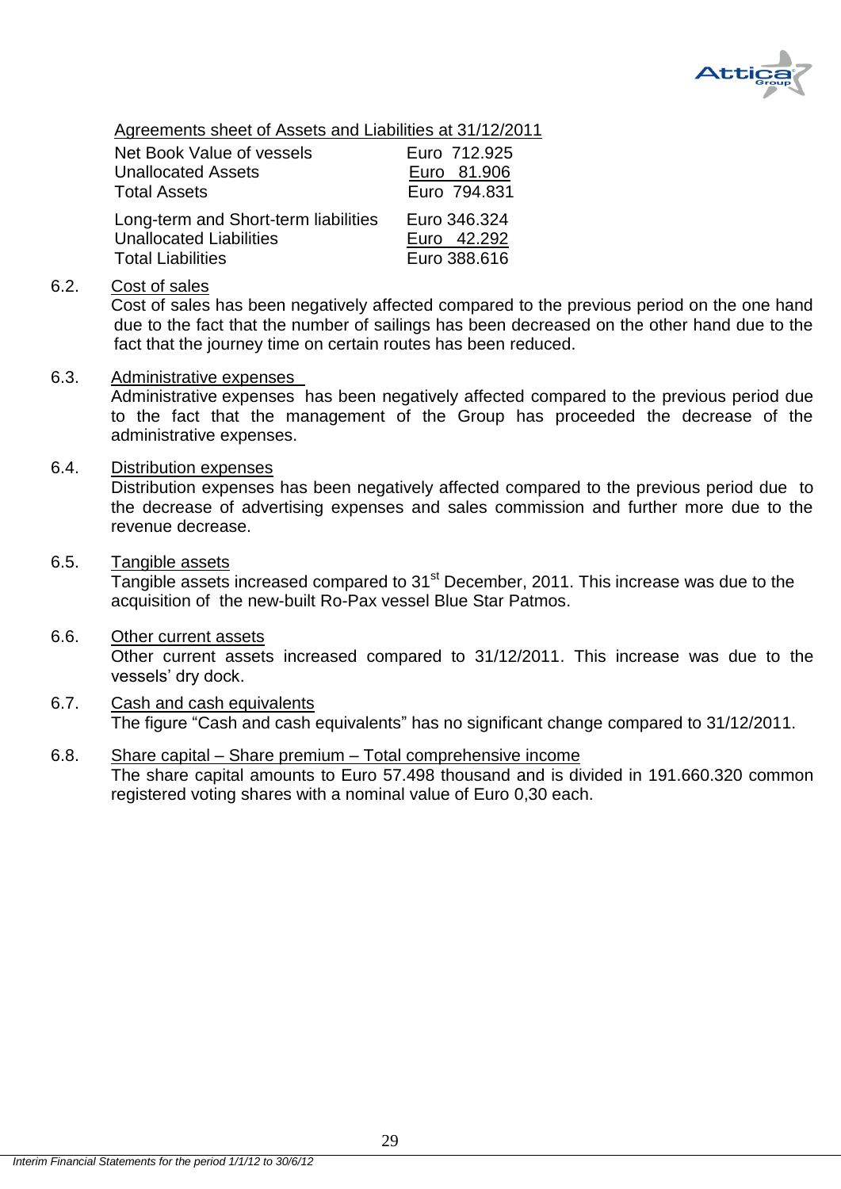Agreements sheet of Assets and Liabilities at 31/12/2011

| | |
|---|---|
| Net Book Value of vessels | Euro 712.925 |
| Unallocated Assets | Euro 81.906 |
| Total Assets | Euro 794.831 |
| Long-term and Short-term liabilities | Euro 346.324 |
| Unallocated Liabilities | Euro 42.292 |
| Total Liabilities | Euro 388.616 |

6.2. Cost of sales

Cost of sales has been negatively affected compared to the previous period on the one hand due to the fact that the number of sailings has been decreased on the other hand due to the fact that the journey time on certain routes has been reduced.

6.3. Administrative expenses

Administrative expenses has been negatively affected compared to the previous period due to the fact that the management of the Group has proceeded the decrease of the administrative expenses.

6.4. Distribution expenses

Distribution expenses has been negatively affected compared to the previous period due to the decrease of advertising expenses and sales commission and further more due to the revenue decrease.

6.5. Tangible assets

Tangible assets increased compared to 31st December, 2011. This increase was due to the acquisition of the new-built Ro-Pax vessel Blue Star Patmos.

6.6. Other current assets

Other current assets increased compared to 31/12/2011. This increase was due to the vessels' dry dock.

6.7. Cash and cash equivalents

The figure "Cash and cash equivalents" has no significant change compared to 31/12/2011.

6.8. Share capital – Share premium – Total comprehensive income

The share capital amounts to Euro 57.498 thousand and is divided in 191.660.320 common registered voting shares with a nominal value of Euro 0,30 each.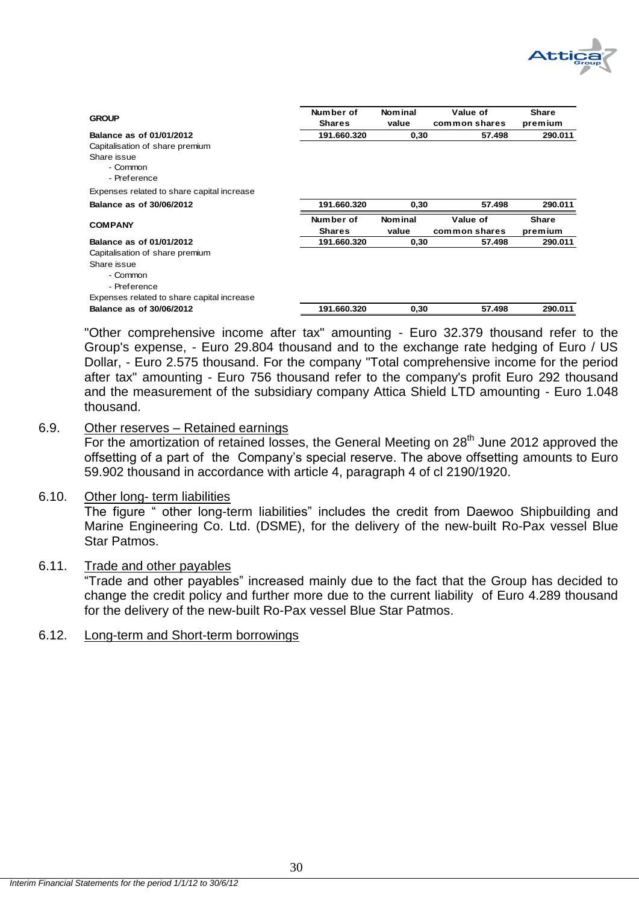| GROUP | Number of Shares | Nominal value | Value of common shares | Share premium |
|---|---|---|---|---|
| **Balance as of 01/01/2012** | 191.660.320 | 0,30 | 57.498 | 290.011 |
| Capitalisation of share premium | | | | |
| Share issue | | | | |
| - Common | | | | |
| - Preference | | | | |
| Expenses related to share capital increase | | | | |
| **Balance as of 30/06/2012** | 191.660.320 | 0,30 | 57.498 | 290.011 |

| COMPANY | Number of Shares | Nominal value | Value of common shares | Share premium |
|---|---|---|---|---|
| **Balance as of 01/01/2012** | 191.660.320 | 0,30 | 57.498 | 290.011 |
| Capitalisation of share premium | | | | |
| Share issue | | | | |
| - Common | | | | |
| - Preference | | | | |
| Expenses related to share capital increase | | | | |
| **Balance as of 30/06/2012** | 191.660.320 | 0,30 | 57.498 | 290.011 |

"Other comprehensive income after tax" amounting - Euro 32.379 thousand refer to the Group's expense, - Euro 29.804 thousand and to the exchange rate hedging of Euro / US Dollar, - Euro 2.575 thousand. For the company "Total comprehensive income for the period after tax" amounting - Euro 756 thousand refer to the company's profit Euro 292 thousand and the measurement of the subsidiary company Attica Shield LTD amounting - Euro 1.048 thousand.

## 6.9. Other reserves – Retained earnings

For the amortization of retained losses, the General Meeting on 28th June 2012 approved the offsetting of a part of the Company's special reserve. The above offsetting amounts to Euro 59.902 thousand in accordance with article 4, paragraph 4 of cl 2190/1920.

## 6.10. Other long- term liabilities

The figure " other long-term liabilities" includes the credit from Daewoo Shipbuilding and Marine Engineering Co. Ltd. (DSME), for the delivery of the new-built Ro-Pax vessel Blue Star Patmos.

## 6.11. Trade and other payables

"Trade and other payables" increased mainly due to the fact that the Group has decided to change the credit policy and further more due to the current liability of Euro 4.289 thousand for the delivery of the new-built Ro-Pax vessel Blue Star Patmos.

## 6.12. Long-term and Short-term borrowings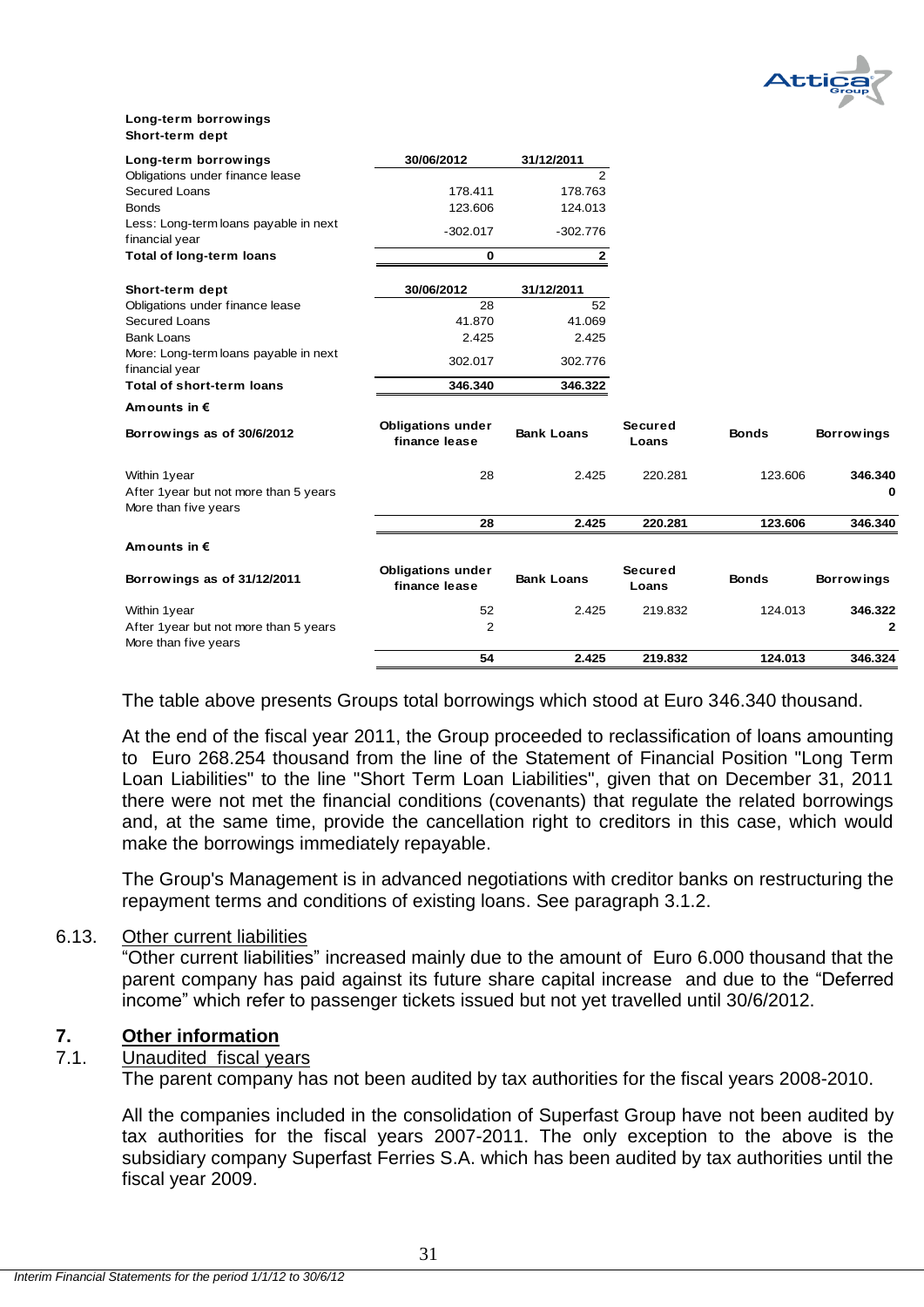**Long-term borrowings**
**Short-term dept**

| **Long-term borrowings** | **30/06/2012** | **31/12/2011** |
|---|---|---|
| Obligations under finance lease | | 2 |
| Secured Loans | 178.411 | 178.763 |
| Bonds | 123.606 | 124.013 |
| Less: Long-term loans payable in next financial year | -302.017 | -302.776 |
| **Total of long-term loans** | **0** | **2** |

| **Short-term dept** | **30/06/2012** | **31/12/2011** |
|---|---|---|
| Obligations under finance lease | 28 | 52 |
| Secured Loans | 41.870 | 41.069 |
| Bank Loans | 2.425 | 2.425 |
| More: Long-term loans payable in next financial year | 302.017 | 302.776 |
| **Total of short-term loans** | **346.340** | **346.322** |

**Amounts in €**

| **Borrowings as of 30/6/2012** | **Obligations under finance lease** | **Bank Loans** | **Secured Loans** | **Bonds** | **Borrowings** |
|---|---|---|---|---|---|
| Within 1year | 28 | 2.425 | 220.281 | 123.606 | **346.340** |
| After 1year but not more than 5 years | | | | | **0** |
| More than five years | | | | | |
| | **28** | **2.425** | **220.281** | **123.606** | **346.340** |

**Amounts in €**

| **Borrowings as of 31/12/2011** | **Obligations under finance lease** | **Bank Loans** | **Secured Loans** | **Bonds** | **Borrowings** |
|---|---|---|---|---|---|
| Within 1year | 52 | 2.425 | 219.832 | 124.013 | **346.322** |
| After 1year but not more than 5 years | 2 | | | | **2** |
| More than five years | | | | | |
| | **54** | **2.425** | **219.832** | **124.013** | **346.324** |

The table above presents Groups total borrowings which stood at Euro 346.340 thousand.

At the end of the fiscal year 2011, the Group proceeded to reclassification of loans amounting to Euro 268.254 thousand from the line of the Statement of Financial Position "Long Term Loan Liabilities" to the line "Short Term Loan Liabilities", given that on December 31, 2011 there were not met the financial conditions (covenants) that regulate the related borrowings and, at the same time, provide the cancellation right to creditors in this case, which would make the borrowings immediately repayable.

The Group's Management is in advanced negotiations with creditor banks on restructuring the repayment terms and conditions of existing loans. See paragraph 3.1.2.

### 6.13. Other current liabilities

"Other current liabilities" increased mainly due to the amount of Euro 6.000 thousand that the parent company has paid against its future share capital increase and due to the "Deferred income" which refer to passenger tickets issued but not yet travelled until 30/6/2012.

## 7. Other information

### 7.1. Unaudited fiscal years

The parent company has not been audited by tax authorities for the fiscal years 2008-2010.

All the companies included in the consolidation of Superfast Group have not been audited by tax authorities for the fiscal years 2007-2011. The only exception to the above is the subsidiary company Superfast Ferries S.A. which has been audited by tax authorities until the fiscal year 2009.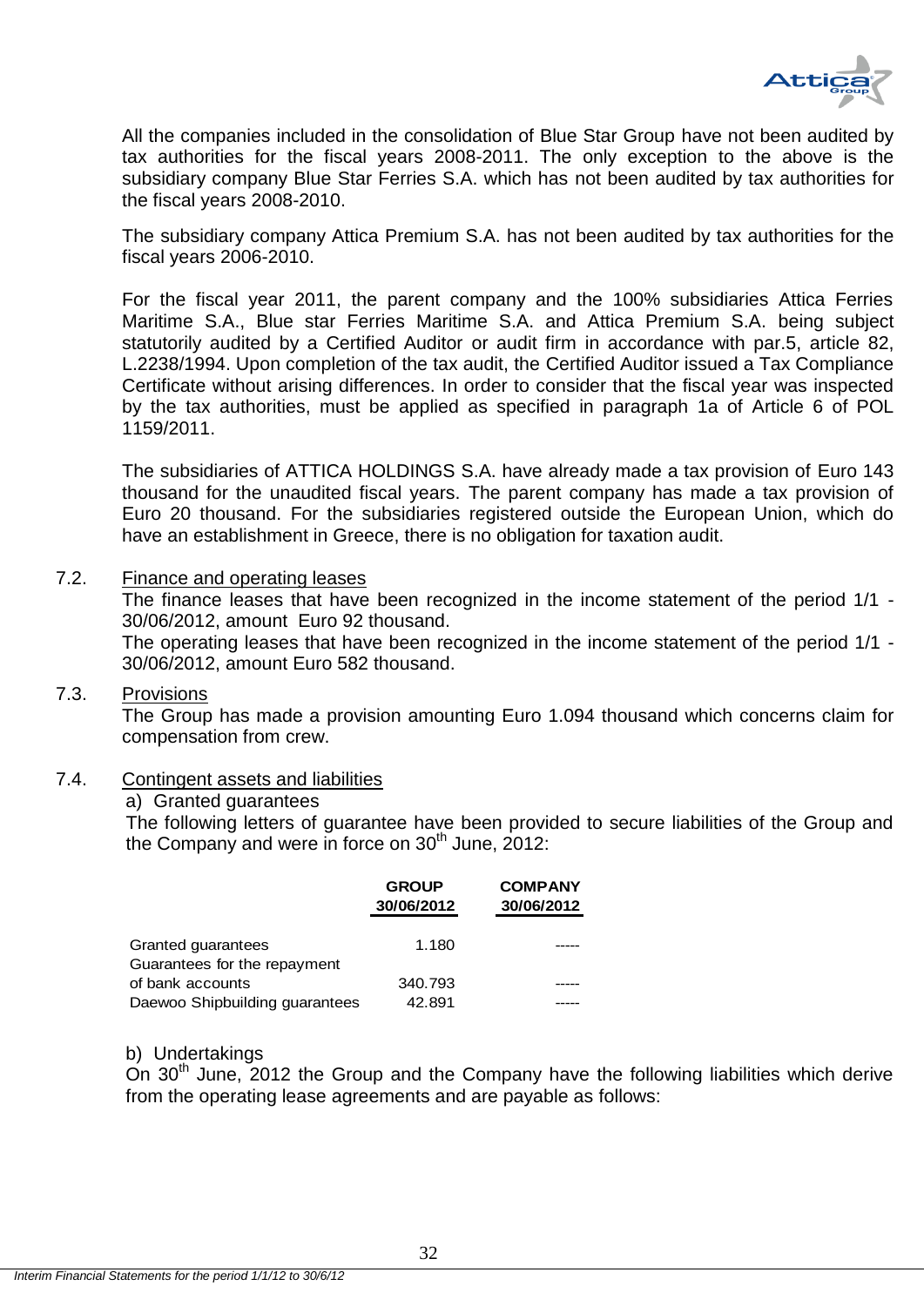All the companies included in the consolidation of Blue Star Group have not been audited by tax authorities for the fiscal years 2008-2011. The only exception to the above is the subsidiary company Blue Star Ferries S.A. which has not been audited by tax authorities for the fiscal years 2008-2010.

The subsidiary company Attica Premium S.A. has not been audited by tax authorities for the fiscal years 2006-2010.

For the fiscal year 2011, the parent company and the 100% subsidiaries Attica Ferries Maritime S.A., Blue star Ferries Maritime S.A. and Attica Premium S.A. being subject statutorily audited by a Certified Auditor or audit firm in accordance with par.5, article 82, L.2238/1994. Upon completion of the tax audit, the Certified Auditor issued a Tax Compliance Certificate without arising differences. In order to consider that the fiscal year was inspected by the tax authorities, must be applied as specified in paragraph 1a of Article 6 of POL 1159/2011.

The subsidiaries of ATTICA HOLDINGS S.A. have already made a tax provision of Euro 143 thousand for the unaudited fiscal years. The parent company has made a tax provision of Euro 20 thousand. For the subsidiaries registered outside the European Union, which do have an establishment in Greece, there is no obligation for taxation audit.

7.2. Finance and operating leases

The finance leases that have been recognized in the income statement of the period 1/1 - 30/06/2012, amount Euro 92 thousand.

The operating leases that have been recognized in the income statement of the period 1/1 - 30/06/2012, amount Euro 582 thousand.

7.3. Provisions

The Group has made a provision amounting Euro 1.094 thousand which concerns claim for compensation from crew.

7.4. Contingent assets and liabilities

a) Granted guarantees

The following letters of guarantee have been provided to secure liabilities of the Group and the Company and were in force on 30th June, 2012:

| | GROUP 30/06/2012 | COMPANY 30/06/2012 |
|---|---|---|
| Granted guarantees | 1.180 | ----- |
| Guarantees for the repayment of bank accounts | 340.793 | ----- |
| Daewoo Shipbuilding guarantees | 42.891 | ----- |

b) Undertakings

On 30th June, 2012 the Group and the Company have the following liabilities which derive from the operating lease agreements and are payable as follows: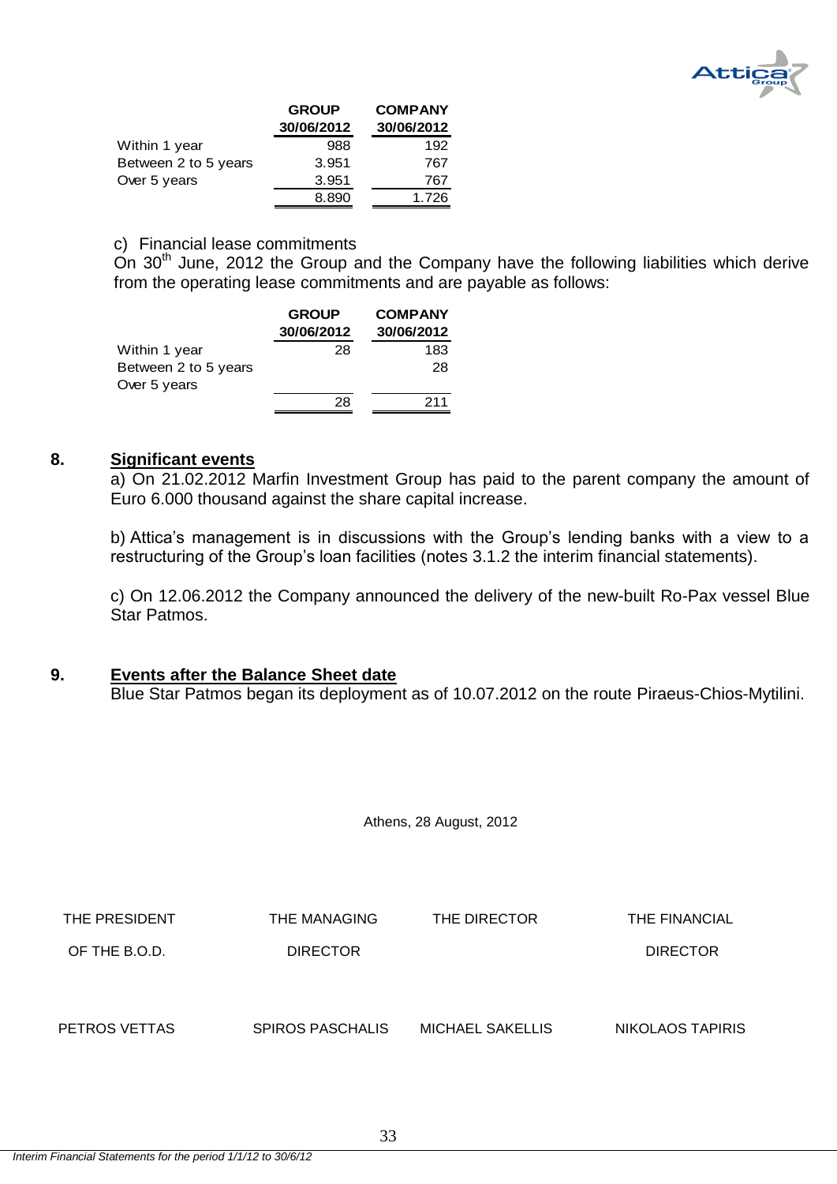| | GROUP | COMPANY |
|---|---|---|
| | 30/06/2012 | 30/06/2012 |
| Within 1 year | 988 | 192 |
| Between 2 to 5 years | 3.951 | 767 |
| Over 5 years | 3.951 | 767 |
| | 8.890 | 1.726 |

c) Financial lease commitments

On 30[th] June, 2012 the Group and the Company have the following liabilities which derive from the operating lease commitments and are payable as follows:

| | GROUP | COMPANY |
|---|---|---|
| | 30/06/2012 | 30/06/2012 |
| Within 1 year | 28 | 183 |
| Between 2 to 5 years | | 28 |
| Over 5 years | | |
| | 28 | 211 |

## 8. Significant events

a) On 21.02.2012 Marfin Investment Group has paid to the parent company the amount of Euro 6.000 thousand against the share capital increase.

b) Attica's management is in discussions with the Group's lending banks with a view to a restructuring of the Group's loan facilities (notes 3.1.2 the interim financial statements).

c) On 12.06.2012 the Company announced the delivery of the new-built Ro-Pax vessel Blue Star Patmos.

## 9. Events after the Balance Sheet date

Blue Star Patmos began its deployment as of 10.07.2012 on the route Piraeus-Chios-Mytilini.

Athens, 28 August, 2012

| THE PRESIDENT OF THE B.O.D. | THE MANAGING DIRECTOR | THE DIRECTOR | THE FINANCIAL DIRECTOR |
|---|---|---|---|
| PETROS VETTAS | SPIROS PASCHALIS | MICHAEL SAKELLIS | NIKOLAOS TAPIRIS |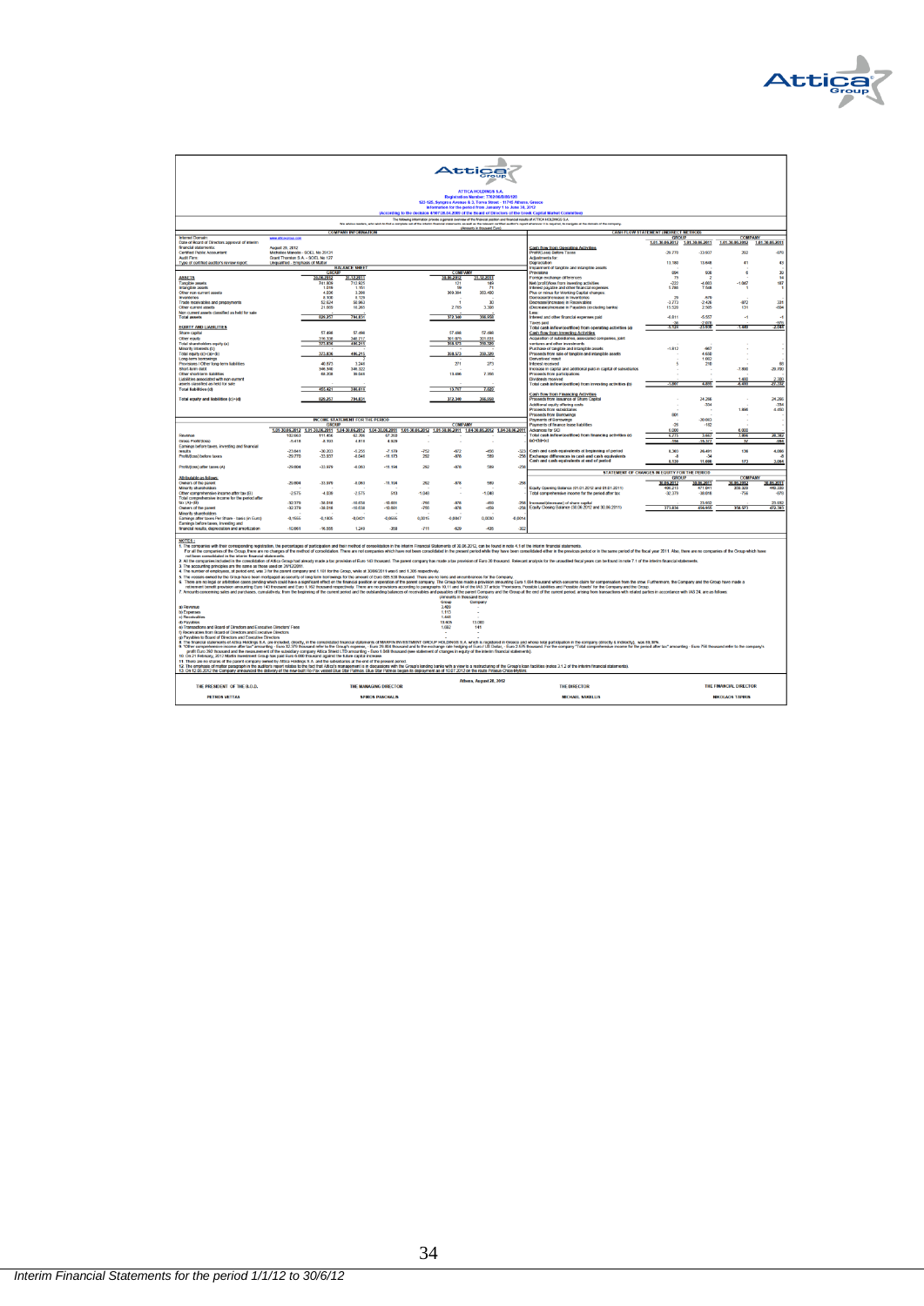# ATTICA HOLDINGS S.A.

Registration Number: 7702/06/B/86/128

123-125, Syngrou Avenue & 3, Torva Street - 11745 Athens, Greece

Information for the period from January 1 to June 30, 2012

(According to the decision 4/507/28.04.2009 of the Board of Directors of the Greek Capital Market Committee)

(Amounts in thousand Euro)

## COMPANY INFORMATION

## BALANCE SHEET

## INCOME STATEMENT FOR THE PERIOD

## CASH FLOW STATEMENT (INDIRECT METHOD)

## STATEMENT OF CHANGES IN EQUITY FOR THE PERIOD

## NOTES

Athens, August 28, 2012

| THE PRESIDENT OF THE B.O.D. | THE MANAGING DIRECTOR | THE DIRECTOR | THE FINANCIAL DIRECTOR |
| --- | --- | --- | --- |
| PETROS VETTAS | SPIROS PASCHALIS | MICHAEL SAKELLIS | NIKOLAOS TAPIRIS |